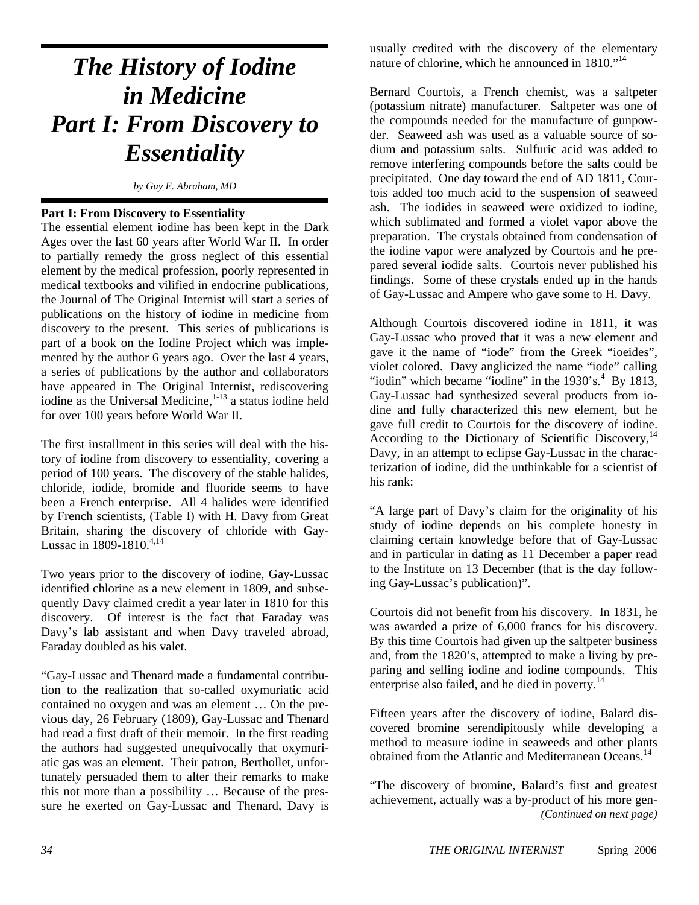# The History of Iodine in Medicine Part I: From Discovery to Essentiality

*by Guy E. Abraham, MD*

**Part I: From Discovery to Essentiality**

The essential element iodine has been kept in the Dark Ages over the last 60 years after World War II. In order to partially remedy the gross neglect of this essential element by the medical profession, poorly represented in medical textbooks and vilified in endocrine publications, the Journal of The Original Internist will start a series of publications on the history of iodine in medicine from discovery to the present. This series of publications is part of a book on the Iodine Project which was implemented by the author 6 years ago. Over the last 4 years, a series of publications by the author and collaborators have appeared in The Original Internist, rediscovering iodine as the Universal Medicine,[1-13] a status iodine held for over 100 years before World War II.

The first installment in this series will deal with the history of iodine from discovery to essentiality, covering a period of 100 years. The discovery of the stable halides, chloride, iodide, bromide and fluoride seems to have been a French enterprise. All 4 halides were identified by French scientists, (Table I) with H. Davy from Great Britain, sharing the discovery of chloride with Gay-Lussac in 1809-1810.[4,14]

Two years prior to the discovery of iodine, Gay-Lussac identified chlorine as a new element in 1809, and subsequently Davy claimed credit a year later in 1810 for this discovery. Of interest is the fact that Faraday was Davy's lab assistant and when Davy traveled abroad, Faraday doubled as his valet.

"Gay-Lussac and Thenard made a fundamental contribution to the realization that so-called oxymuriatic acid contained no oxygen and was an element … On the previous day, 26 February (1809), Gay-Lussac and Thenard had read a first draft of their memoir. In the first reading the authors had suggested unequivocally that oxymuriatic gas was an element. Their patron, Berthollet, unfortunately persuaded them to alter their remarks to make this not more than a possibility … Because of the pressure he exerted on Gay-Lussac and Thenard, Davy is usually credited with the discovery of the elementary nature of chlorine, which he announced in 1810."[14]

Bernard Courtois, a French chemist, was a saltpeter (potassium nitrate) manufacturer. Saltpeter was one of the compounds needed for the manufacture of gunpowder. Seaweed ash was used as a valuable source of sodium and potassium salts. Sulfuric acid was added to remove interfering compounds before the salts could be precipitated. One day toward the end of AD 1811, Courtois added too much acid to the suspension of seaweed ash. The iodides in seaweed were oxidized to iodine, which sublimated and formed a violet vapor above the preparation. The crystals obtained from condensation of the iodine vapor were analyzed by Courtois and he prepared several iodide salts. Courtois never published his findings. Some of these crystals ended up in the hands of Gay-Lussac and Ampere who gave some to H. Davy.

Although Courtois discovered iodine in 1811, it was Gay-Lussac who proved that it was a new element and gave it the name of "iode" from the Greek "ioeides", violet colored. Davy anglicized the name "iode" calling "iodin" which became "iodine" in the 1930's.[4] By 1813, Gay-Lussac had synthesized several products from iodine and fully characterized this new element, but he gave full credit to Courtois for the discovery of iodine. According to the Dictionary of Scientific Discovery,[14] Davy, in an attempt to eclipse Gay-Lussac in the characterization of iodine, did the unthinkable for a scientist of his rank:

"A large part of Davy's claim for the originality of his study of iodine depends on his complete honesty in claiming certain knowledge before that of Gay-Lussac and in particular in dating as 11 December a paper read to the Institute on 13 December (that is the day following Gay-Lussac's publication)".

Courtois did not benefit from his discovery. In 1831, he was awarded a prize of 6,000 francs for his discovery. By this time Courtois had given up the saltpeter business and, from the 1820's, attempted to make a living by preparing and selling iodine and iodine compounds. This enterprise also failed, and he died in poverty.[14]

Fifteen years after the discovery of iodine, Balard discovered bromine serendipitously while developing a method to measure iodine in seaweeds and other plants obtained from the Atlantic and Mediterranean Oceans.[14]

"The discovery of bromine, Balard's first and greatest achievement, actually was a by-product of his more gen-

*(Continued on next page)*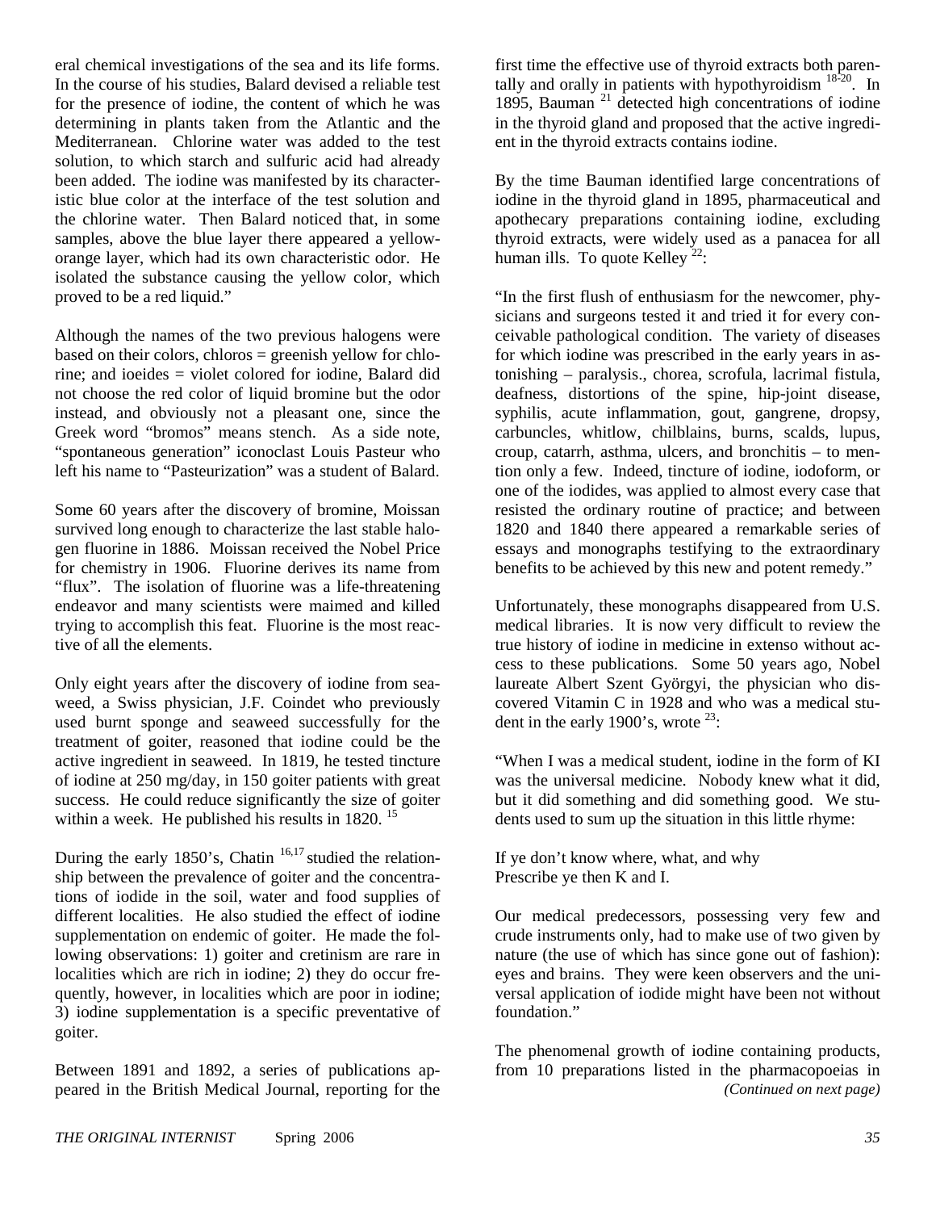eral chemical investigations of the sea and its life forms. In the course of his studies, Balard devised a reliable test for the presence of iodine, the content of which he was determining in plants taken from the Atlantic and the Mediterranean. Chlorine water was added to the test solution, to which starch and sulfuric acid had already been added. The iodine was manifested by its characteristic blue color at the interface of the test solution and the chlorine water. Then Balard noticed that, in some samples, above the blue layer there appeared a yellow-orange layer, which had its own characteristic odor. He isolated the substance causing the yellow color, which proved to be a red liquid."

Although the names of the two previous halogens were based on their colors, chloros = greenish yellow for chlorine; and ioeides = violet colored for iodine, Balard did not choose the red color of liquid bromine but the odor instead, and obviously not a pleasant one, since the Greek word "bromos" means stench. As a side note, "spontaneous generation" iconoclast Louis Pasteur who left his name to "Pasteurization" was a student of Balard.

Some 60 years after the discovery of bromine, Moissan survived long enough to characterize the last stable halogen fluorine in 1886. Moissan received the Nobel Price for chemistry in 1906. Fluorine derives its name from "flux". The isolation of fluorine was a life-threatening endeavor and many scientists were maimed and killed trying to accomplish this feat. Fluorine is the most reactive of all the elements.

Only eight years after the discovery of iodine from seaweed, a Swiss physician, J.F. Coindet who previously used burnt sponge and seaweed successfully for the treatment of goiter, reasoned that iodine could be the active ingredient in seaweed. In 1819, he tested tincture of iodine at 250 mg/day, in 150 goiter patients with great success. He could reduce significantly the size of goiter within a week. He published his results in 1820. [15]

During the early 1850's, Chatin [16,17] studied the relationship between the prevalence of goiter and the concentrations of iodide in the soil, water and food supplies of different localities. He also studied the effect of iodine supplementation on endemic of goiter. He made the following observations: 1) goiter and cretinism are rare in localities which are rich in iodine; 2) they do occur frequently, however, in localities which are poor in iodine; 3) iodine supplementation is a specific preventative of goiter.

Between 1891 and 1892, a series of publications appeared in the British Medical Journal, reporting for the first time the effective use of thyroid extracts both parentally and orally in patients with hypothyroidism [18-20]. In 1895, Bauman [21] detected high concentrations of iodine in the thyroid gland and proposed that the active ingredient in the thyroid extracts contains iodine.

By the time Bauman identified large concentrations of iodine in the thyroid gland in 1895, pharmaceutical and apothecary preparations containing iodine, excluding thyroid extracts, were widely used as a panacea for all human ills. To quote Kelley [22]:

"In the first flush of enthusiasm for the newcomer, physicians and surgeons tested it and tried it for every conceivable pathological condition. The variety of diseases for which iodine was prescribed in the early years in astonishing – paralysis., chorea, scrofula, lacrimal fistula, deafness, distortions of the spine, hip-joint disease, syphilis, acute inflammation, gout, gangrene, dropsy, carbuncles, whitlow, chilblains, burns, scalds, lupus, croup, catarrh, asthma, ulcers, and bronchitis – to mention only a few. Indeed, tincture of iodine, iodoform, or one of the iodides, was applied to almost every case that resisted the ordinary routine of practice; and between 1820 and 1840 there appeared a remarkable series of essays and monographs testifying to the extraordinary benefits to be achieved by this new and potent remedy."

Unfortunately, these monographs disappeared from U.S. medical libraries. It is now very difficult to review the true history of iodine in medicine in extenso without access to these publications. Some 50 years ago, Nobel laureate Albert Szent Györgyi, the physician who discovered Vitamin C in 1928 and who was a medical student in the early 1900's, wrote [23]:

"When I was a medical student, iodine in the form of KI was the universal medicine. Nobody knew what it did, but it did something and did something good. We students used to sum up the situation in this little rhyme:

If ye don't know where, what, and why
Prescribe ye then K and I.

Our medical predecessors, possessing very few and crude instruments only, had to make use of two given by nature (the use of which has since gone out of fashion): eyes and brains. They were keen observers and the universal application of iodide might have been not without foundation."

The phenomenal growth of iodine containing products, from 10 preparations listed in the pharmacopoeias in

*(Continued on next page)*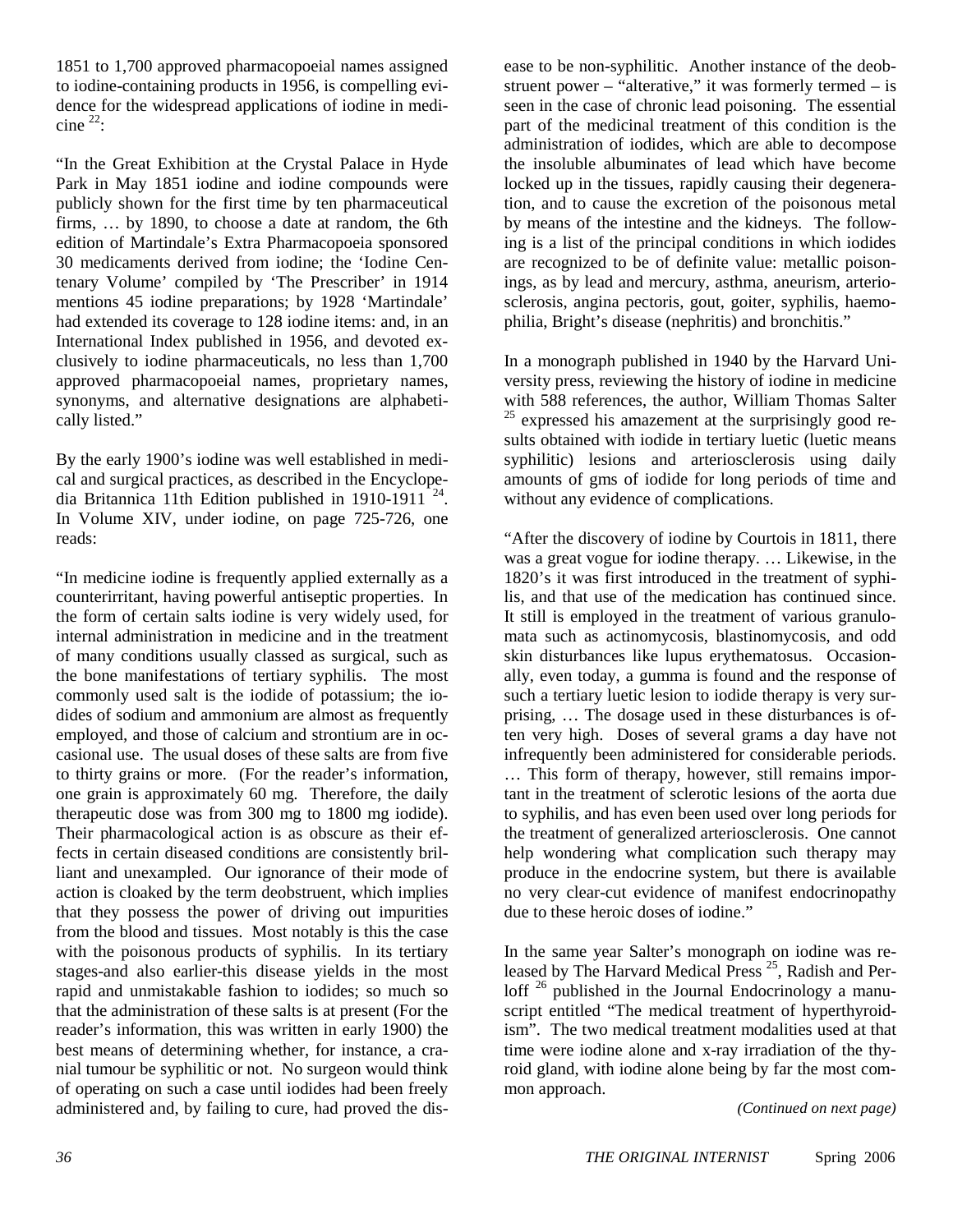1851 to 1,700 approved pharmacopoeial names assigned to iodine-containing products in 1956, is compelling evidence for the widespread applications of iodine in medicine [22]:

"In the Great Exhibition at the Crystal Palace in Hyde Park in May 1851 iodine and iodine compounds were publicly shown for the first time by ten pharmaceutical firms, … by 1890, to choose a date at random, the 6th edition of Martindale's Extra Pharmacopoeia sponsored 30 medicaments derived from iodine; the 'Iodine Centenary Volume' compiled by 'The Prescriber' in 1914 mentions 45 iodine preparations; by 1928 'Martindale' had extended its coverage to 128 iodine items: and, in an International Index published in 1956, and devoted exclusively to iodine pharmaceuticals, no less than 1,700 approved pharmacopoeial names, proprietary names, synonyms, and alternative designations are alphabetically listed."

By the early 1900's iodine was well established in medical and surgical practices, as described in the Encyclopedia Britannica 11th Edition published in 1910-1911 [24]. In Volume XIV, under iodine, on page 725-726, one reads:

"In medicine iodine is frequently applied externally as a counterirritant, having powerful antiseptic properties. In the form of certain salts iodine is very widely used, for internal administration in medicine and in the treatment of many conditions usually classed as surgical, such as the bone manifestations of tertiary syphilis. The most commonly used salt is the iodide of potassium; the iodides of sodium and ammonium are almost as frequently employed, and those of calcium and strontium are in occasional use. The usual doses of these salts are from five to thirty grains or more. (For the reader's information, one grain is approximately 60 mg. Therefore, the daily therapeutic dose was from 300 mg to 1800 mg iodide). Their pharmacological action is as obscure as their effects in certain diseased conditions are consistently brilliant and unexampled. Our ignorance of their mode of action is cloaked by the term deobstruent, which implies that they possess the power of driving out impurities from the blood and tissues. Most notably is this the case with the poisonous products of syphilis. In its tertiary stages-and also earlier-this disease yields in the most rapid and unmistakable fashion to iodides; so much so that the administration of these salts is at present (For the reader's information, this was written in early 1900) the best means of determining whether, for instance, a cranial tumour be syphilitic or not. No surgeon would think of operating on such a case until iodides had been freely administered and, by failing to cure, had proved the disease to be non-syphilitic. Another instance of the deobstruent power – "alterative," it was formerly termed – is seen in the case of chronic lead poisoning. The essential part of the medicinal treatment of this condition is the administration of iodides, which are able to decompose the insoluble albuminates of lead which have become locked up in the tissues, rapidly causing their degeneration, and to cause the excretion of the poisonous metal by means of the intestine and the kidneys. The following is a list of the principal conditions in which iodides are recognized to be of definite value: metallic poisonings, as by lead and mercury, asthma, aneurism, arteriosclerosis, angina pectoris, gout, goiter, syphilis, haemophilia, Bright's disease (nephritis) and bronchitis."

In a monograph published in 1940 by the Harvard University press, reviewing the history of iodine in medicine with 588 references, the author, William Thomas Salter [25] expressed his amazement at the surprisingly good results obtained with iodide in tertiary luetic (luetic means syphilitic) lesions and arteriosclerosis using daily amounts of gms of iodide for long periods of time and without any evidence of complications.

"After the discovery of iodine by Courtois in 1811, there was a great vogue for iodine therapy. … Likewise, in the 1820's it was first introduced in the treatment of syphilis, and that use of the medication has continued since. It still is employed in the treatment of various granulomata such as actinomycosis, blastinomycosis, and odd skin disturbances like lupus erythematosus. Occasionally, even today, a gumma is found and the response of such a tertiary luetic lesion to iodide therapy is very surprising, … The dosage used in these disturbances is often very high. Doses of several grams a day have not infrequently been administered for considerable periods. … This form of therapy, however, still remains important in the treatment of sclerotic lesions of the aorta due to syphilis, and has even been used over long periods for the treatment of generalized arteriosclerosis. One cannot help wondering what complication such therapy may produce in the endocrine system, but there is available no very clear-cut evidence of manifest endocrinopathy due to these heroic doses of iodine."

In the same year Salter's monograph on iodine was released by The Harvard Medical Press [25], Radish and Perloff [26] published in the Journal Endocrinology a manuscript entitled "The medical treatment of hyperthyroidism". The two medical treatment modalities used at that time were iodine alone and x-ray irradiation of the thyroid gland, with iodine alone being by far the most common approach.

*(Continued on next page)*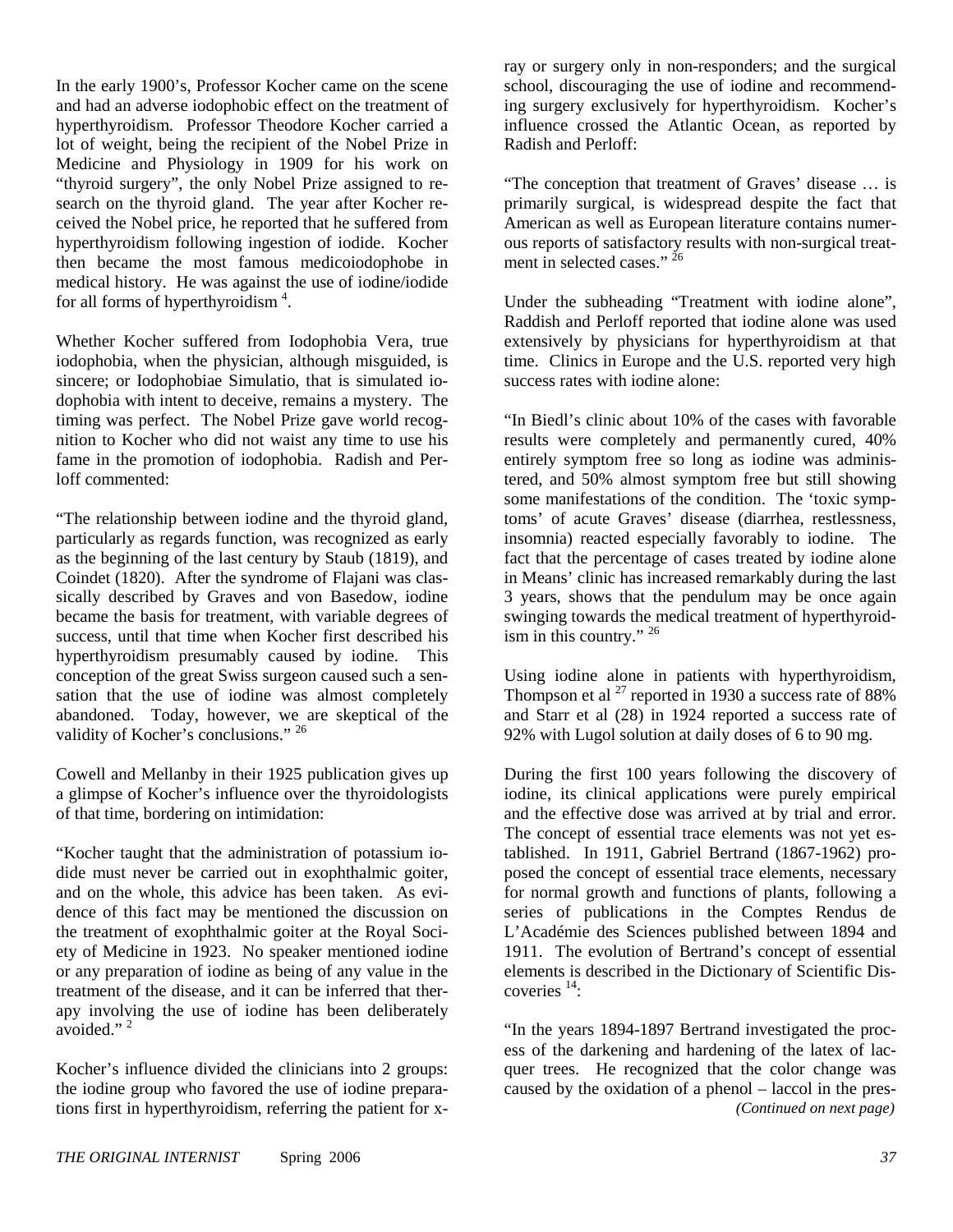In the early 1900's, Professor Kocher came on the scene and had an adverse iodophobic effect on the treatment of hyperthyroidism. Professor Theodore Kocher carried a lot of weight, being the recipient of the Nobel Prize in Medicine and Physiology in 1909 for his work on "thyroid surgery", the only Nobel Prize assigned to research on the thyroid gland. The year after Kocher received the Nobel price, he reported that he suffered from hyperthyroidism following ingestion of iodide. Kocher then became the most famous medicoiodophobe in medical history. He was against the use of iodine/iodide for all forms of hyperthyroidism [4].

Whether Kocher suffered from Iodophobia Vera, true iodophobia, when the physician, although misguided, is sincere; or Iodophobiae Simulatio, that is simulated iodophobia with intent to deceive, remains a mystery. The timing was perfect. The Nobel Prize gave world recognition to Kocher who did not waist any time to use his fame in the promotion of iodophobia. Radish and Perloff commented:

"The relationship between iodine and the thyroid gland, particularly as regards function, was recognized as early as the beginning of the last century by Staub (1819), and Coindet (1820). After the syndrome of Flajani was classically described by Graves and von Basedow, iodine became the basis for treatment, with variable degrees of success, until that time when Kocher first described his hyperthyroidism presumably caused by iodine. This conception of the great Swiss surgeon caused such a sensation that the use of iodine was almost completely abandoned. Today, however, we are skeptical of the validity of Kocher's conclusions." [26]

Cowell and Mellanby in their 1925 publication gives up a glimpse of Kocher's influence over the thyroidologists of that time, bordering on intimidation:

"Kocher taught that the administration of potassium iodide must never be carried out in exophthalmic goiter, and on the whole, this advice has been taken. As evidence of this fact may be mentioned the discussion on the treatment of exophthalmic goiter at the Royal Society of Medicine in 1923. No speaker mentioned iodine or any preparation of iodine as being of any value in the treatment of the disease, and it can be inferred that therapy involving the use of iodine has been deliberately avoided." [2]

Kocher's influence divided the clinicians into 2 groups: the iodine group who favored the use of iodine preparations first in hyperthyroidism, referring the patient for x-ray or surgery only in non-responders; and the surgical school, discouraging the use of iodine and recommending surgery exclusively for hyperthyroidism. Kocher's influence crossed the Atlantic Ocean, as reported by Radish and Perloff:

"The conception that treatment of Graves' disease … is primarily surgical, is widespread despite the fact that American as well as European literature contains numerous reports of satisfactory results with non-surgical treatment in selected cases." [26]

Under the subheading "Treatment with iodine alone", Raddish and Perloff reported that iodine alone was used extensively by physicians for hyperthyroidism at that time. Clinics in Europe and the U.S. reported very high success rates with iodine alone:

"In Biedl's clinic about 10% of the cases with favorable results were completely and permanently cured, 40% entirely symptom free so long as iodine was administered, and 50% almost symptom free but still showing some manifestations of the condition. The 'toxic symptoms' of acute Graves' disease (diarrhea, restlessness, insomnia) reacted especially favorably to iodine. The fact that the percentage of cases treated by iodine alone in Means' clinic has increased remarkably during the last 3 years, shows that the pendulum may be once again swinging towards the medical treatment of hyperthyroidism in this country." [26]

Using iodine alone in patients with hyperthyroidism, Thompson et al [27] reported in 1930 a success rate of 88% and Starr et al (28) in 1924 reported a success rate of 92% with Lugol solution at daily doses of 6 to 90 mg.

During the first 100 years following the discovery of iodine, its clinical applications were purely empirical and the effective dose was arrived at by trial and error. The concept of essential trace elements was not yet established. In 1911, Gabriel Bertrand (1867-1962) proposed the concept of essential trace elements, necessary for normal growth and functions of plants, following a series of publications in the Comptes Rendus de L'Académie des Sciences published between 1894 and 1911. The evolution of Bertrand's concept of essential elements is described in the Dictionary of Scientific Discoveries [14]:

"In the years 1894-1897 Bertrand investigated the process of the darkening and hardening of the latex of lacquer trees. He recognized that the color change was caused by the oxidation of a phenol – laccol in the pres-

*(Continued on next page)*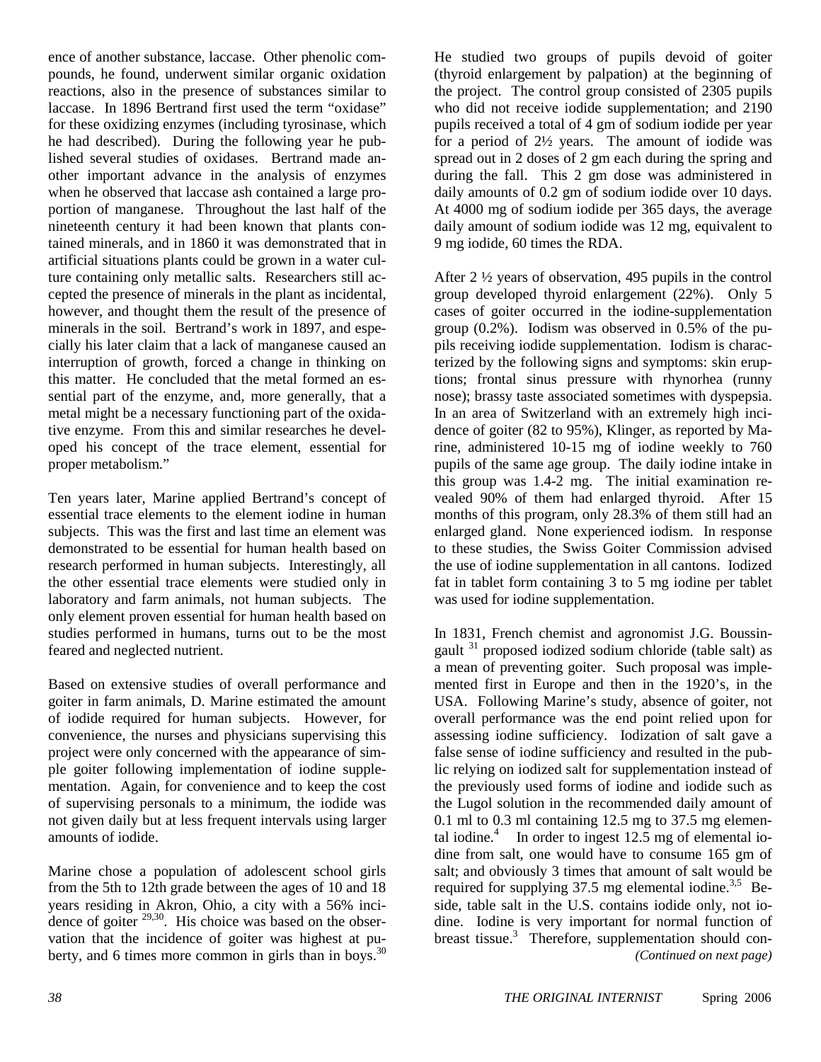ence of another substance, laccase. Other phenolic compounds, he found, underwent similar organic oxidation reactions, also in the presence of substances similar to laccase. In 1896 Bertrand first used the term "oxidase" for these oxidizing enzymes (including tyrosinase, which he had described). During the following year he published several studies of oxidases. Bertrand made another important advance in the analysis of enzymes when he observed that laccase ash contained a large proportion of manganese. Throughout the last half of the nineteenth century it had been known that plants contained minerals, and in 1860 it was demonstrated that in artificial situations plants could be grown in a water culture containing only metallic salts. Researchers still accepted the presence of minerals in the plant as incidental, however, and thought them the result of the presence of minerals in the soil. Bertrand's work in 1897, and especially his later claim that a lack of manganese caused an interruption of growth, forced a change in thinking on this matter. He concluded that the metal formed an essential part of the enzyme, and, more generally, that a metal might be a necessary functioning part of the oxidative enzyme. From this and similar researches he developed his concept of the trace element, essential for proper metabolism."

Ten years later, Marine applied Bertrand's concept of essential trace elements to the element iodine in human subjects. This was the first and last time an element was demonstrated to be essential for human health based on research performed in human subjects. Interestingly, all the other essential trace elements were studied only in laboratory and farm animals, not human subjects. The only element proven essential for human health based on studies performed in humans, turns out to be the most feared and neglected nutrient.

Based on extensive studies of overall performance and goiter in farm animals, D. Marine estimated the amount of iodide required for human subjects. However, for convenience, the nurses and physicians supervising this project were only concerned with the appearance of simple goiter following implementation of iodine supplementation. Again, for convenience and to keep the cost of supervising personals to a minimum, the iodide was not given daily but at less frequent intervals using larger amounts of iodide.

Marine chose a population of adolescent school girls from the 5th to 12th grade between the ages of 10 and 18 years residing in Akron, Ohio, a city with a 56% incidence of goiter [29,30]. His choice was based on the observation that the incidence of goiter was highest at puberty, and 6 times more common in girls than in boys.[30] He studied two groups of pupils devoid of goiter (thyroid enlargement by palpation) at the beginning of the project. The control group consisted of 2305 pupils who did not receive iodide supplementation; and 2190 pupils received a total of 4 gm of sodium iodide per year for a period of 2½ years. The amount of iodide was spread out in 2 doses of 2 gm each during the spring and during the fall. This 2 gm dose was administered in daily amounts of 0.2 gm of sodium iodide over 10 days. At 4000 mg of sodium iodide per 365 days, the average daily amount of sodium iodide was 12 mg, equivalent to 9 mg iodide, 60 times the RDA.

After 2 ½ years of observation, 495 pupils in the control group developed thyroid enlargement (22%). Only 5 cases of goiter occurred in the iodine-supplementation group (0.2%). Iodism was observed in 0.5% of the pupils receiving iodide supplementation. Iodism is characterized by the following signs and symptoms: skin eruptions; frontal sinus pressure with rhynorhea (runny nose); brassy taste associated sometimes with dyspepsia. In an area of Switzerland with an extremely high incidence of goiter (82 to 95%), Klinger, as reported by Marine, administered 10-15 mg of iodine weekly to 760 pupils of the same age group. The daily iodine intake in this group was 1.4-2 mg. The initial examination revealed 90% of them had enlarged thyroid. After 15 months of this program, only 28.3% of them still had an enlarged gland. None experienced iodism. In response to these studies, the Swiss Goiter Commission advised the use of iodine supplementation in all cantons. Iodized fat in tablet form containing 3 to 5 mg iodine per tablet was used for iodine supplementation.

In 1831, French chemist and agronomist J.G. Boussingault [31] proposed iodized sodium chloride (table salt) as a mean of preventing goiter. Such proposal was implemented first in Europe and then in the 1920's, in the USA. Following Marine's study, absence of goiter, not overall performance was the end point relied upon for assessing iodine sufficiency. Iodization of salt gave a false sense of iodine sufficiency and resulted in the public relying on iodized salt for supplementation instead of the previously used forms of iodine and iodide such as the Lugol solution in the recommended daily amount of 0.1 ml to 0.3 ml containing 12.5 mg to 37.5 mg elemental iodine.[4] In order to ingest 12.5 mg of elemental iodine from salt, one would have to consume 165 gm of salt; and obviously 3 times that amount of salt would be required for supplying 37.5 mg elemental iodine.[3,5] Beside, table salt in the U.S. contains iodide only, not iodine. Iodine is very important for normal function of breast tissue.[3] Therefore, supplementation should con-

*(Continued on next page)*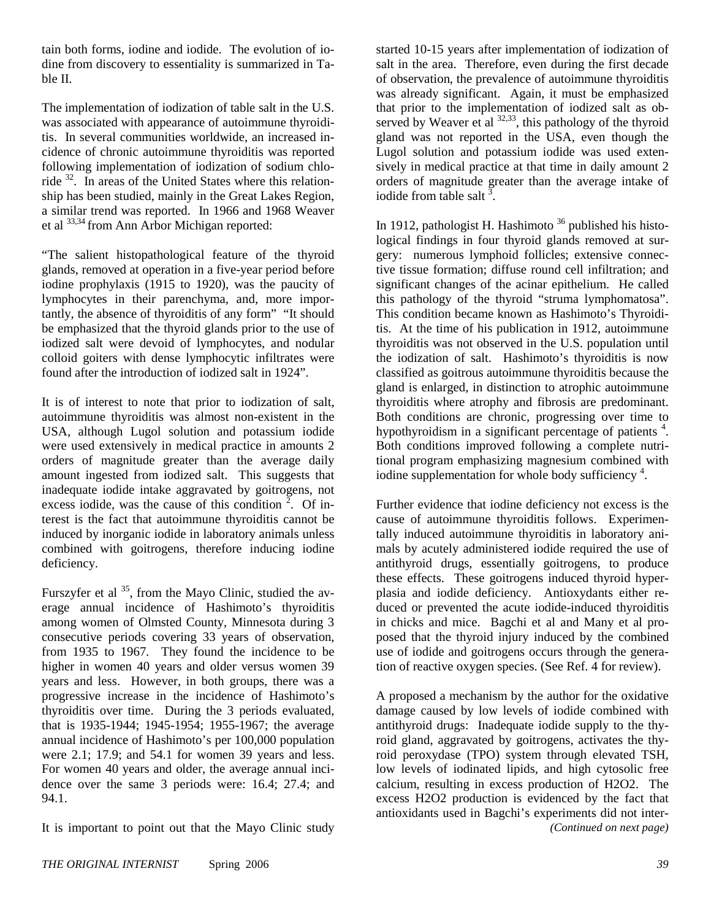tain both forms, iodine and iodide. The evolution of iodine from discovery to essentiality is summarized in Table II.

The implementation of iodization of table salt in the U.S. was associated with appearance of autoimmune thyroiditis. In several communities worldwide, an increased incidence of chronic autoimmune thyroiditis was reported following implementation of iodization of sodium chloride [32]. In areas of the United States where this relationship has been studied, mainly in the Great Lakes Region, a similar trend was reported. In 1966 and 1968 Weaver et al [33,34] from Ann Arbor Michigan reported:

"The salient histopathological feature of the thyroid glands, removed at operation in a five-year period before iodine prophylaxis (1915 to 1920), was the paucity of lymphocytes in their parenchyma, and, more importantly, the absence of thyroiditis of any form" "It should be emphasized that the thyroid glands prior to the use of iodized salt were devoid of lymphocytes, and nodular colloid goiters with dense lymphocytic infiltrates were found after the introduction of iodized salt in 1924".

It is of interest to note that prior to iodization of salt, autoimmune thyroiditis was almost non-existent in the USA, although Lugol solution and potassium iodide were used extensively in medical practice in amounts 2 orders of magnitude greater than the average daily amount ingested from iodized salt. This suggests that inadequate iodide intake aggravated by goitrogens, not excess iodide, was the cause of this condition [2]. Of interest is the fact that autoimmune thyroiditis cannot be induced by inorganic iodide in laboratory animals unless combined with goitrogens, therefore inducing iodine deficiency.

Furszyfer et al [35], from the Mayo Clinic, studied the average annual incidence of Hashimoto's thyroiditis among women of Olmsted County, Minnesota during 3 consecutive periods covering 33 years of observation, from 1935 to 1967. They found the incidence to be higher in women 40 years and older versus women 39 years and less. However, in both groups, there was a progressive increase in the incidence of Hashimoto's thyroiditis over time. During the 3 periods evaluated, that is 1935-1944; 1945-1954; 1955-1967; the average annual incidence of Hashimoto's per 100,000 population were 2.1; 17.9; and 54.1 for women 39 years and less. For women 40 years and older, the average annual incidence over the same 3 periods were: 16.4; 27.4; and 94.1.

It is important to point out that the Mayo Clinic study started 10-15 years after implementation of iodization of salt in the area. Therefore, even during the first decade of observation, the prevalence of autoimmune thyroiditis was already significant. Again, it must be emphasized that prior to the implementation of iodized salt as observed by Weaver et al [32,33], this pathology of the thyroid gland was not reported in the USA, even though the Lugol solution and potassium iodide was used extensively in medical practice at that time in daily amount 2 orders of magnitude greater than the average intake of iodide from table salt [3].

In 1912, pathologist H. Hashimoto [36] published his histological findings in four thyroid glands removed at surgery: numerous lymphoid follicles; extensive connective tissue formation; diffuse round cell infiltration; and significant changes of the acinar epithelium. He called this pathology of the thyroid "struma lymphomatosa". This condition became known as Hashimoto's Thyroiditis. At the time of his publication in 1912, autoimmune thyroiditis was not observed in the U.S. population until the iodization of salt. Hashimoto's thyroiditis is now classified as goitrous autoimmune thyroiditis because the gland is enlarged, in distinction to atrophic autoimmune thyroiditis where atrophy and fibrosis are predominant. Both conditions are chronic, progressing over time to hypothyroidism in a significant percentage of patients [4]. Both conditions improved following a complete nutritional program emphasizing magnesium combined with iodine supplementation for whole body sufficiency [4].

Further evidence that iodine deficiency not excess is the cause of autoimmune thyroiditis follows. Experimentally induced autoimmune thyroiditis in laboratory animals by acutely administered iodide required the use of antithyroid drugs, essentially goitrogens, to produce these effects. These goitrogens induced thyroid hyperplasia and iodide deficiency. Antioxydants either reduced or prevented the acute iodide-induced thyroiditis in chicks and mice. Bagchi et al and Many et al proposed that the thyroid injury induced by the combined use of iodide and goitrogens occurs through the generation of reactive oxygen species. (See Ref. 4 for review).

A proposed a mechanism by the author for the oxidative damage caused by low levels of iodide combined with antithyroid drugs: Inadequate iodide supply to the thyroid gland, aggravated by goitrogens, activates the thyroid peroxydase (TPO) system through elevated TSH, low levels of iodinated lipids, and high cytosolic free calcium, resulting in excess production of $H_2O_2$. The excess $H_2O_2$ production is evidenced by the fact that antioxidants used in Bagchi's experiments did not inter-

*(Continued on next page)*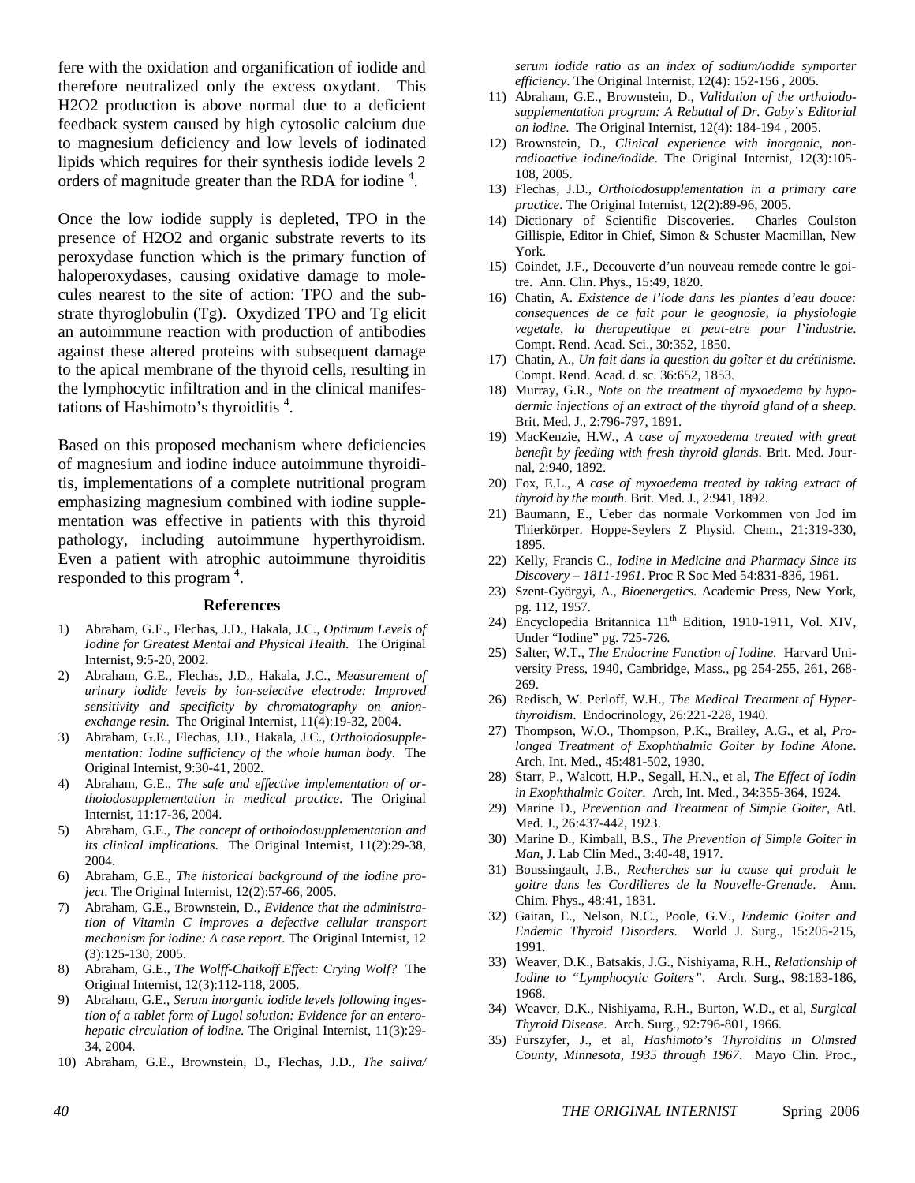fere with the oxidation and organification of iodide and therefore neutralized only the excess oxydant. This H2O2 production is above normal due to a deficient feedback system caused by high cytosolic calcium due to magnesium deficiency and low levels of iodinated lipids which requires for their synthesis iodide levels 2 orders of magnitude greater than the RDA for iodine [4].

Once the low iodide supply is depleted, TPO in the presence of H2O2 and organic substrate reverts to its peroxydase function which is the primary function of haloperoxydases, causing oxidative damage to molecules nearest to the site of action: TPO and the substrate thyroglobulin (Tg). Oxydized TPO and Tg elicit an autoimmune reaction with production of antibodies against these altered proteins with subsequent damage to the apical membrane of the thyroid cells, resulting in the lymphocytic infiltration and in the clinical manifestations of Hashimoto's thyroiditis [4].

Based on this proposed mechanism where deficiencies of magnesium and iodine induce autoimmune thyroiditis, implementations of a complete nutritional program emphasizing magnesium combined with iodine supplementation was effective in patients with this thyroid pathology, including autoimmune hyperthyroidism. Even a patient with atrophic autoimmune thyroiditis responded to this program [4].

## References

1) Abraham, G.E., Flechas, J.D., Hakala, J.C., *Optimum Levels of Iodine for Greatest Mental and Physical Health*. The Original Internist, 9:5-20, 2002.
2) Abraham, G.E., Flechas, J.D., Hakala, J.C., *Measurement of urinary iodide levels by ion-selective electrode: Improved sensitivity and specificity by chromatography on anion-exchange resin*. The Original Internist, 11(4):19-32, 2004.
3) Abraham, G.E., Flechas, J.D., Hakala, J.C., *Orthoiodosupplementation: Iodine sufficiency of the whole human body*. The Original Internist, 9:30-41, 2002.
4) Abraham, G.E., *The safe and effective implementation of orthoiodosupplementation in medical practice*. The Original Internist, 11:17-36, 2004.
5) Abraham, G.E., *The concept of orthoiodosupplementation and its clinical implications*. The Original Internist, 11(2):29-38, 2004.
6) Abraham, G.E., *The historical background of the iodine project*. The Original Internist, 12(2):57-66, 2005.
7) Abraham, G.E., Brownstein, D., *Evidence that the administration of Vitamin C improves a defective cellular transport mechanism for iodine: A case report*. The Original Internist, 12 (3):125-130, 2005.
8) Abraham, G.E., *The Wolff-Chaikoff Effect: Crying Wolf?* The Original Internist, 12(3):112-118, 2005.
9) Abraham, G.E., *Serum inorganic iodide levels following ingestion of a tablet form of Lugol solution: Evidence for an enterohepatic circulation of iodine*. The Original Internist, 11(3):29-34, 2004.
10) Abraham, G.E., Brownstein, D., Flechas, J.D., *The saliva/serum iodide ratio as an index of sodium/iodide symporter efficiency*. The Original Internist, 12(4): 152-156 , 2005.
11) Abraham, G.E., Brownstein, D., *Validation of the orthoiodosupplementation program: A Rebuttal of Dr. Gaby's Editorial on iodine*. The Original Internist, 12(4): 184-194 , 2005.
12) Brownstein, D., *Clinical experience with inorganic, non-radioactive iodine/iodide*. The Original Internist, 12(3):105-108, 2005.
13) Flechas, J.D., *Orthoiodosupplementation in a primary care practice*. The Original Internist, 12(2):89-96, 2005.
14) Dictionary of Scientific Discoveries. Charles Coulston Gillispie, Editor in Chief, Simon & Schuster Macmillan, New York.
15) Coindet, J.F., Decouverte d'un nouveau remede contre le goitre. Ann. Clin. Phys., 15:49, 1820.
16) Chatin, A. *Existence de l'iode dans les plantes d'eau douce: consequences de ce fait pour le geognosie, la physiologie vegetale, la therapeutique et peut-etre pour l'industrie*. Compt. Rend. Acad. Sci., 30:352, 1850.
17) Chatin, A., *Un fait dans la question du goîter et du crétinisme*. Compt. Rend. Acad. d. sc. 36:652, 1853.
18) Murray, G.R., *Note on the treatment of myxoedema by hypodermic injections of an extract of the thyroid gland of a sheep*. Brit. Med. J., 2:796-797, 1891.
19) MacKenzie, H.W., *A case of myxoedema treated with great benefit by feeding with fresh thyroid glands*. Brit. Med. Journal, 2:940, 1892.
20) Fox, E.L., *A case of myxoedema treated by taking extract of thyroid by the mouth*. Brit. Med. J., 2:941, 1892.
21) Baumann, E., Ueber das normale Vorkommen von Jod im Thierkörper. Hoppe-Seylers Z Physid. Chem., 21:319-330, 1895.
22) Kelly, Francis C., *Iodine in Medicine and Pharmacy Since its Discovery – 1811-1961*. Proc R Soc Med 54:831-836, 1961.
23) Szent-Györgyi, A., *Bioenergetics*. Academic Press, New York, pg. 112, 1957.
24) Encyclopedia Britannica 11th Edition, 1910-1911, Vol. XIV, Under "Iodine" pg. 725-726.
25) Salter, W.T., *The Endocrine Function of Iodine*. Harvard University Press, 1940, Cambridge, Mass., pg 254-255, 261, 268-269.
26) Redisch, W. Perloff, W.H., *The Medical Treatment of Hyperthyroidism*. Endocrinology, 26:221-228, 1940.
27) Thompson, W.O., Thompson, P.K., Brailey, A.G., et al, *Prolonged Treatment of Exophthalmic Goiter by Iodine Alone*. Arch. Int. Med., 45:481-502, 1930.
28) Starr, P., Walcott, H.P., Segall, H.N., et al, *The Effect of Iodin in Exophthalmic Goiter*. Arch, Int. Med., 34:355-364, 1924.
29) Marine D., *Prevention and Treatment of Simple Goiter*, Atl. Med. J., 26:437-442, 1923.
30) Marine D., Kimball, B.S., *The Prevention of Simple Goiter in Man*, J. Lab Clin Med., 3:40-48, 1917.
31) Boussingault, J.B., *Recherches sur la cause qui produit le goitre dans les Cordilieres de la Nouvelle-Grenade*. Ann. Chim. Phys., 48:41, 1831.
32) Gaitan, E., Nelson, N.C., Poole, G.V., *Endemic Goiter and Endemic Thyroid Disorders*. World J. Surg., 15:205-215, 1991.
33) Weaver, D.K., Batsakis, J.G., Nishiyama, R.H., *Relationship of Iodine to "Lymphocytic Goiters"*. Arch. Surg., 98:183-186, 1968.
34) Weaver, D.K., Nishiyama, R.H., Burton, W.D., et al, *Surgical Thyroid Disease*. Arch. Surg., 92:796-801, 1966.
35) Furszyfer, J., et al, *Hashimoto's Thyroiditis in Olmsted County, Minnesota, 1935 through 1967*. Mayo Clin. Proc.,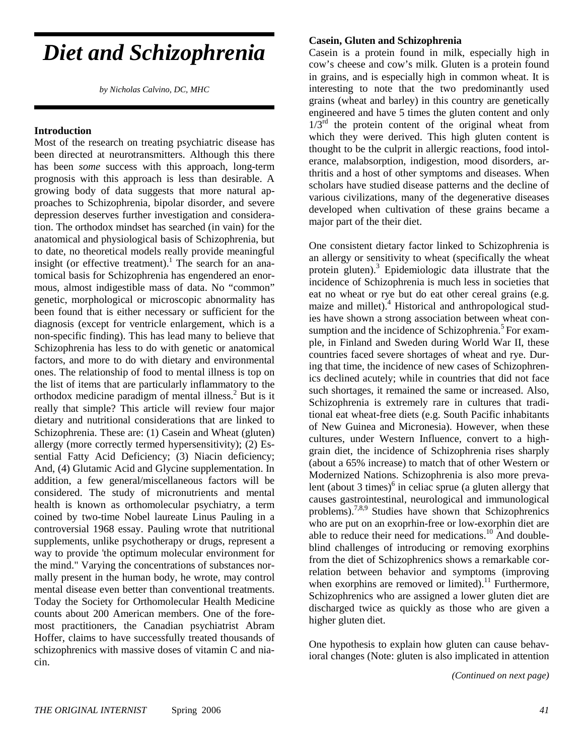# *Diet and Schizophrenia*

*by Nicholas Calvino, DC, MHC*

### Introduction

Most of the research on treating psychiatric disease has been directed at neurotransmitters. Although this there has been *some* success with this approach, long-term prognosis with this approach is less than desirable. A growing body of data suggests that more natural approaches to Schizophrenia, bipolar disorder, and severe depression deserves further investigation and consideration. The orthodox mindset has searched (in vain) for the anatomical and physiological basis of Schizophrenia, but to date, no theoretical models really provide meaningful insight (or effective treatment).[1] The search for an anatomical basis for Schizophrenia has engendered an enormous, almost indigestible mass of data. No "common" genetic, morphological or microscopic abnormality has been found that is either necessary or sufficient for the diagnosis (except for ventricle enlargement, which is a non-specific finding). This has lead many to believe that Schizophrenia has less to do with genetic or anatomical factors, and more to do with dietary and environmental ones. The relationship of food to mental illness is top on the list of items that are particularly inflammatory to the orthodox medicine paradigm of mental illness.[2] But is it really that simple? This article will review four major dietary and nutritional considerations that are linked to Schizophrenia. These are: (1) Casein and Wheat (gluten) allergy (more correctly termed hypersensitivity); (2) Essential Fatty Acid Deficiency; (3) Niacin deficiency; And, (4) Glutamic Acid and Glycine supplementation. In addition, a few general/miscellaneous factors will be considered. The study of micronutrients and mental health is known as orthomolecular psychiatry, a term coined by two-time Nobel laureate Linus Pauling in a controversial 1968 essay. Pauling wrote that nutritional supplements, unlike psychotherapy or drugs, represent a way to provide 'the optimum molecular environment for the mind." Varying the concentrations of substances normally present in the human body, he wrote, may control mental disease even better than conventional treatments. Today the Society for Orthomolecular Health Medicine counts about 200 American members. One of the foremost practitioners, the Canadian psychiatrist Abram Hoffer, claims to have successfully treated thousands of schizophrenics with massive doses of vitamin C and niacin.

### Casein, Gluten and Schizophrenia

Casein is a protein found in milk, especially high in cow's cheese and cow's milk. Gluten is a protein found in grains, and is especially high in common wheat. It is interesting to note that the two predominantly used grains (wheat and barley) in this country are genetically engineered and have 5 times the gluten content and only $1/3^{rd}$ the protein content of the original wheat from which they were derived. This high gluten content is thought to be the culprit in allergic reactions, food intolerance, malabsorption, indigestion, mood disorders, arthritis and a host of other symptoms and diseases. When scholars have studied disease patterns and the decline of various civilizations, many of the degenerative diseases developed when cultivation of these grains became a major part of the their diet.

One consistent dietary factor linked to Schizophrenia is an allergy or sensitivity to wheat (specifically the wheat protein gluten).[3] Epidemiologic data illustrate that the incidence of Schizophrenia is much less in societies that eat no wheat or rye but do eat other cereal grains (e.g. maize and millet).[4] Historical and anthropological studies have shown a strong association between wheat consumption and the incidence of Schizophrenia.[5] For example, in Finland and Sweden during World War II, these countries faced severe shortages of wheat and rye. During that time, the incidence of new cases of Schizophrenics declined acutely; while in countries that did not face such shortages, it remained the same or increased. Also, Schizophrenia is extremely rare in cultures that traditional eat wheat-free diets (e.g. South Pacific inhabitants of New Guinea and Micronesia). However, when these cultures, under Western Influence, convert to a high-grain diet, the incidence of Schizophrenia rises sharply (about a 65% increase) to match that of other Western or Modernized Nations. Schizophrenia is also more prevalent (about 3 times)[6] in celiac sprue (a gluten allergy that causes gastrointestinal, neurological and immunological problems).[7,8,9] Studies have shown that Schizophrenics who are put on an exoprhin-free or low-exorphin diet are able to reduce their need for medications.[10] And double-blind challenges of introducing or removing exorphins from the diet of Schizophrenics shows a remarkable correlation between behavior and symptoms (improving when exorphins are removed or limited).[11] Furthermore, Schizophrenics who are assigned a lower gluten diet are discharged twice as quickly as those who are given a higher gluten diet.

One hypothesis to explain how gluten can cause behavioral changes (Note: gluten is also implicated in attention

*(Continued on next page)*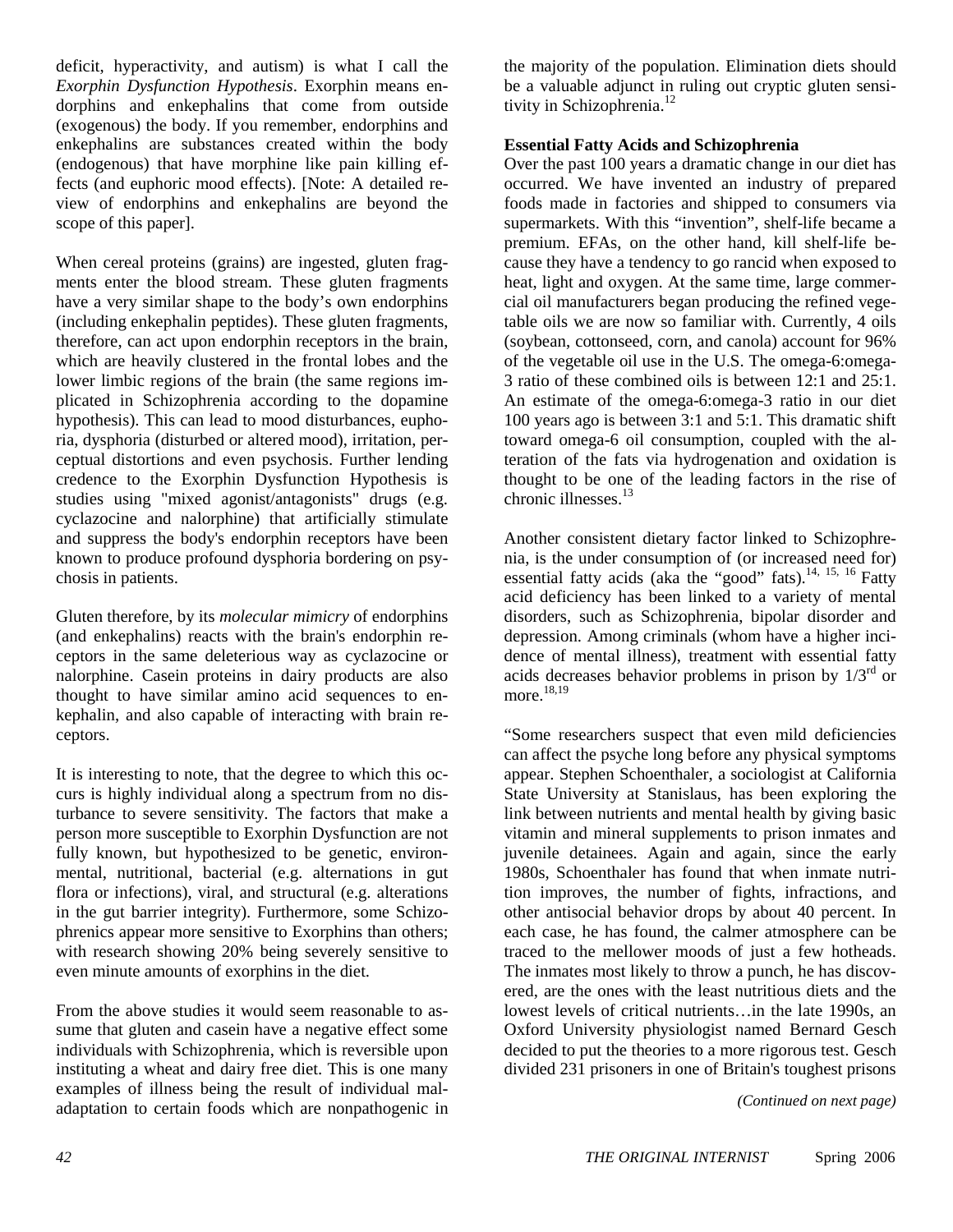deficit, hyperactivity, and autism) is what I call the *Exorphin Dysfunction Hypothesis*. Exorphin means endorphins and enkephalins that come from outside (exogenous) the body. If you remember, endorphins and enkephalins are substances created within the body (endogenous) that have morphine like pain killing effects (and euphoric mood effects). [Note: A detailed review of endorphins and enkephalins are beyond the scope of this paper].

When cereal proteins (grains) are ingested, gluten fragments enter the blood stream. These gluten fragments have a very similar shape to the body's own endorphins (including enkephalin peptides). These gluten fragments, therefore, can act upon endorphin receptors in the brain, which are heavily clustered in the frontal lobes and the lower limbic regions of the brain (the same regions implicated in Schizophrenia according to the dopamine hypothesis). This can lead to mood disturbances, euphoria, dysphoria (disturbed or altered mood), irritation, perceptual distortions and even psychosis. Further lending credence to the Exorphin Dysfunction Hypothesis is studies using "mixed agonist/antagonists" drugs (e.g. cyclazocine and nalorphine) that artificially stimulate and suppress the body's endorphin receptors have been known to produce profound dysphoria bordering on psychosis in patients.

Gluten therefore, by its *molecular mimicry* of endorphins (and enkephalins) reacts with the brain's endorphin receptors in the same deleterious way as cyclazocine or nalorphine. Casein proteins in dairy products are also thought to have similar amino acid sequences to enkephalin, and also capable of interacting with brain receptors.

It is interesting to note, that the degree to which this occurs is highly individual along a spectrum from no disturbance to severe sensitivity. The factors that make a person more susceptible to Exorphin Dysfunction are not fully known, but hypothesized to be genetic, environmental, nutritional, bacterial (e.g. alternations in gut flora or infections), viral, and structural (e.g. alterations in the gut barrier integrity). Furthermore, some Schizophrenics appear more sensitive to Exorphins than others; with research showing 20% being severely sensitive to even minute amounts of exorphins in the diet.

From the above studies it would seem reasonable to assume that gluten and casein have a negative effect some individuals with Schizophrenia, which is reversible upon instituting a wheat and dairy free diet. This is one many examples of illness being the result of individual maladaptation to certain foods which are nonpathogenic in the majority of the population. Elimination diets should be a valuable adjunct in ruling out cryptic gluten sensitivity in Schizophrenia.[12]

**Essential Fatty Acids and Schizophrenia**

Over the past 100 years a dramatic change in our diet has occurred. We have invented an industry of prepared foods made in factories and shipped to consumers via supermarkets. With this "invention", shelf-life became a premium. EFAs, on the other hand, kill shelf-life because they have a tendency to go rancid when exposed to heat, light and oxygen. At the same time, large commercial oil manufacturers began producing the refined vegetable oils we are now so familiar with. Currently, 4 oils (soybean, cottonseed, corn, and canola) account for 96% of the vegetable oil use in the U.S. The omega-6:omega-3 ratio of these combined oils is between 12:1 and 25:1. An estimate of the omega-6:omega-3 ratio in our diet 100 years ago is between 3:1 and 5:1. This dramatic shift toward omega-6 oil consumption, coupled with the alteration of the fats via hydrogenation and oxidation is thought to be one of the leading factors in the rise of chronic illnesses.[13]

Another consistent dietary factor linked to Schizophrenia, is the under consumption of (or increased need for) essential fatty acids (aka the "good" fats).[14, 15, 16] Fatty acid deficiency has been linked to a variety of mental disorders, such as Schizophrenia, bipolar disorder and depression. Among criminals (whom have a higher incidence of mental illness), treatment with essential fatty acids decreases behavior problems in prison by 1/3rd or more.[18,19]

"Some researchers suspect that even mild deficiencies can affect the psyche long before any physical symptoms appear. Stephen Schoenthaler, a sociologist at California State University at Stanislaus, has been exploring the link between nutrients and mental health by giving basic vitamin and mineral supplements to prison inmates and juvenile detainees. Again and again, since the early 1980s, Schoenthaler has found that when inmate nutrition improves, the number of fights, infractions, and other antisocial behavior drops by about 40 percent. In each case, he has found, the calmer atmosphere can be traced to the mellower moods of just a few hotheads. The inmates most likely to throw a punch, he has discovered, are the ones with the least nutritious diets and the lowest levels of critical nutrients…in the late 1990s, an Oxford University physiologist named Bernard Gesch decided to put the theories to a more rigorous test. Gesch divided 231 prisoners in one of Britain's toughest prisons

*(Continued on next page)*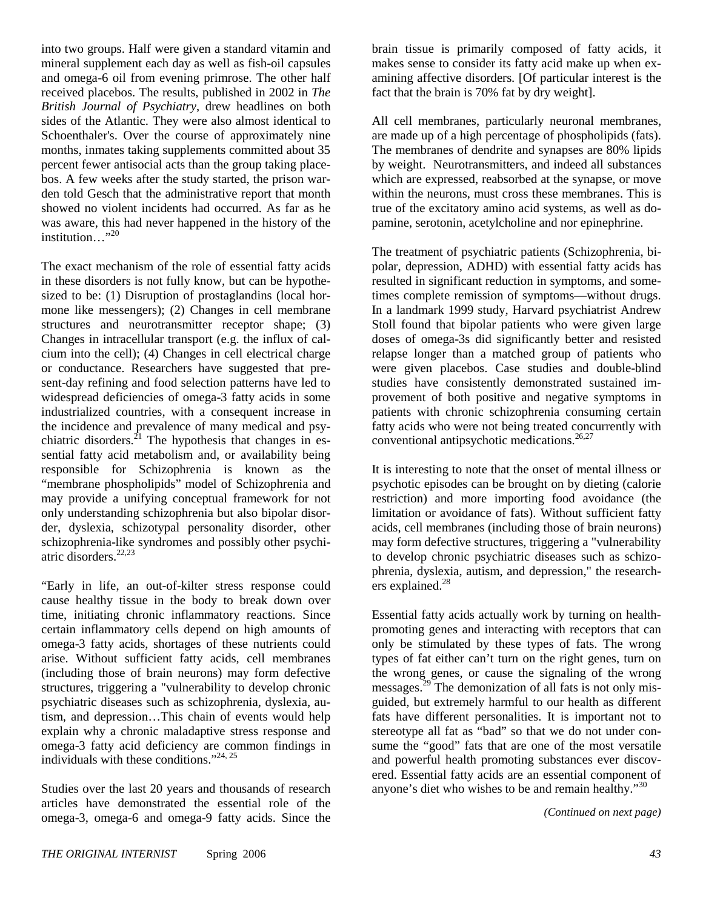into two groups. Half were given a standard vitamin and mineral supplement each day as well as fish-oil capsules and omega-6 oil from evening primrose. The other half received placebos. The results, published in 2002 in *The British Journal of Psychiatry*, drew headlines on both sides of the Atlantic. They were also almost identical to Schoenthaler's. Over the course of approximately nine months, inmates taking supplements committed about 35 percent fewer antisocial acts than the group taking placebos. A few weeks after the study started, the prison warden told Gesch that the administrative report that month showed no violent incidents had occurred. As far as he was aware, this had never happened in the history of the institution…"[20]

The exact mechanism of the role of essential fatty acids in these disorders is not fully know, but can be hypothesized to be: (1) Disruption of prostaglandins (local hormone like messengers); (2) Changes in cell membrane structures and neurotransmitter receptor shape; (3) Changes in intracellular transport (e.g. the influx of calcium into the cell); (4) Changes in cell electrical charge or conductance. Researchers have suggested that present-day refining and food selection patterns have led to widespread deficiencies of omega-3 fatty acids in some industrialized countries, with a consequent increase in the incidence and prevalence of many medical and psychiatric disorders.[21] The hypothesis that changes in essential fatty acid metabolism and, or availability being responsible for Schizophrenia is known as the "membrane phospholipids" model of Schizophrenia and may provide a unifying conceptual framework for not only understanding schizophrenia but also bipolar disorder, dyslexia, schizotypal personality disorder, other schizophrenia-like syndromes and possibly other psychiatric disorders.[22,23]

"Early in life, an out-of-kilter stress response could cause healthy tissue in the body to break down over time, initiating chronic inflammatory reactions. Since certain inflammatory cells depend on high amounts of omega-3 fatty acids, shortages of these nutrients could arise. Without sufficient fatty acids, cell membranes (including those of brain neurons) may form defective structures, triggering a "vulnerability to develop chronic psychiatric diseases such as schizophrenia, dyslexia, autism, and depression…This chain of events would help explain why a chronic maladaptive stress response and omega-3 fatty acid deficiency are common findings in individuals with these conditions."[24, 25]

Studies over the last 20 years and thousands of research articles have demonstrated the essential role of the omega-3, omega-6 and omega-9 fatty acids. Since the brain tissue is primarily composed of fatty acids, it makes sense to consider its fatty acid make up when examining affective disorders. [Of particular interest is the fact that the brain is 70% fat by dry weight].

All cell membranes, particularly neuronal membranes, are made up of a high percentage of phospholipids (fats). The membranes of dendrite and synapses are 80% lipids by weight. Neurotransmitters, and indeed all substances which are expressed, reabsorbed at the synapse, or move within the neurons, must cross these membranes. This is true of the excitatory amino acid systems, as well as dopamine, serotonin, acetylcholine and nor epinephrine.

The treatment of psychiatric patients (Schizophrenia, bipolar, depression, ADHD) with essential fatty acids has resulted in significant reduction in symptoms, and sometimes complete remission of symptoms—without drugs. In a landmark 1999 study, Harvard psychiatrist Andrew Stoll found that bipolar patients who were given large doses of omega-3s did significantly better and resisted relapse longer than a matched group of patients who were given placebos. Case studies and double-blind studies have consistently demonstrated sustained improvement of both positive and negative symptoms in patients with chronic schizophrenia consuming certain fatty acids who were not being treated concurrently with conventional antipsychotic medications.[26,27]

It is interesting to note that the onset of mental illness or psychotic episodes can be brought on by dieting (calorie restriction) and more importing food avoidance (the limitation or avoidance of fats). Without sufficient fatty acids, cell membranes (including those of brain neurons) may form defective structures, triggering a "vulnerability to develop chronic psychiatric diseases such as schizophrenia, dyslexia, autism, and depression," the researchers explained.[28]

Essential fatty acids actually work by turning on health-promoting genes and interacting with receptors that can only be stimulated by these types of fats. The wrong types of fat either can't turn on the right genes, turn on the wrong genes, or cause the signaling of the wrong messages.[29] The demonization of all fats is not only misguided, but extremely harmful to our health as different fats have different personalities. It is important not to stereotype all fat as "bad" so that we do not under consume the "good" fats that are one of the most versatile and powerful health promoting substances ever discovered. Essential fatty acids are an essential component of anyone's diet who wishes to be and remain healthy."[30]

*(Continued on next page)*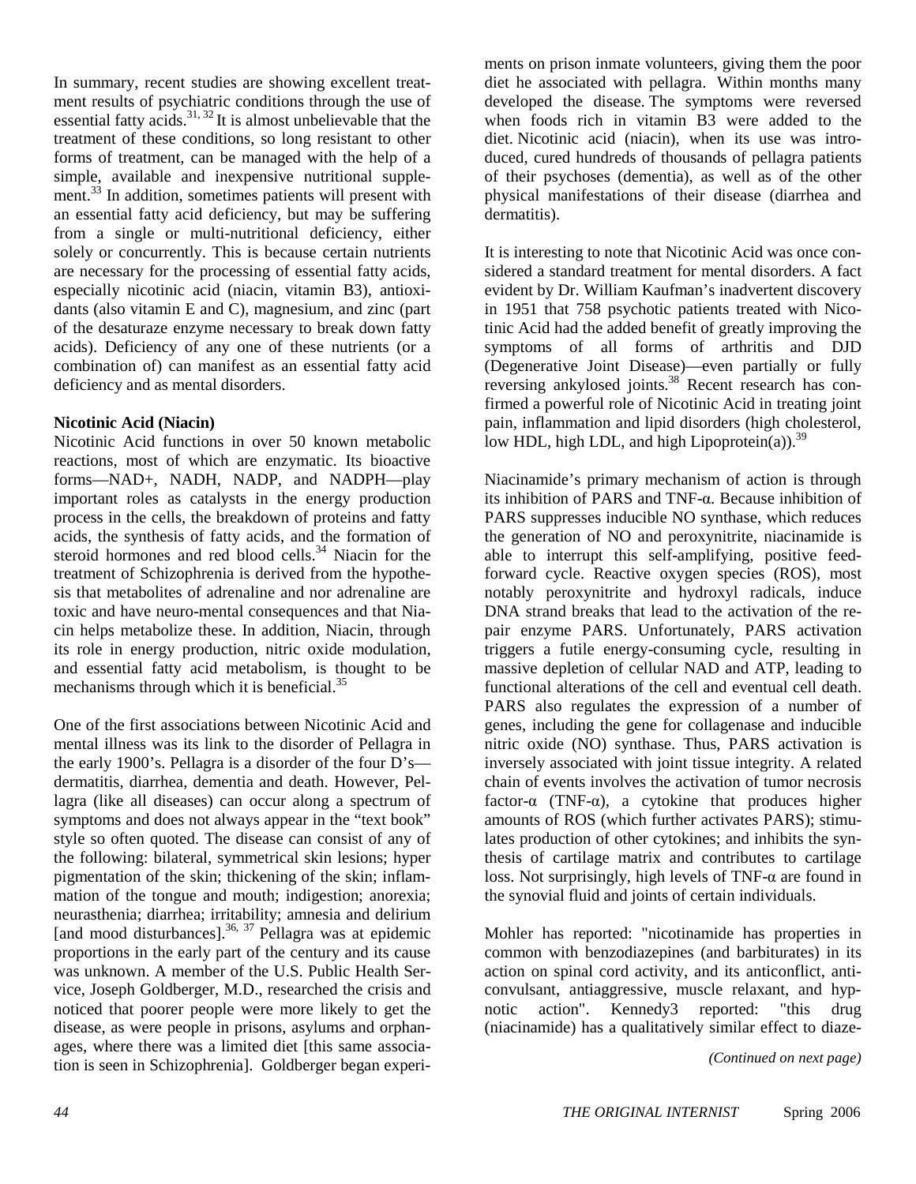In summary, recent studies are showing excellent treatment results of psychiatric conditions through the use of essential fatty acids.[31, 32] It is almost unbelievable that the treatment of these conditions, so long resistant to other forms of treatment, can be managed with the help of a simple, available and inexpensive nutritional supplement.[33] In addition, sometimes patients will present with an essential fatty acid deficiency, but may be suffering from a single or multi-nutritional deficiency, either solely or concurrently. This is because certain nutrients are necessary for the processing of essential fatty acids, especially nicotinic acid (niacin, vitamin B3), antioxidants (also vitamin E and C), magnesium, and zinc (part of the desaturaze enzyme necessary to break down fatty acids). Deficiency of any one of these nutrients (or a combination of) can manifest as an essential fatty acid deficiency and as mental disorders.

**Nicotinic Acid (Niacin)**

Nicotinic Acid functions in over 50 known metabolic reactions, most of which are enzymatic. Its bioactive forms—NAD+, NADH, NADP, and NADPH—play important roles as catalysts in the energy production process in the cells, the breakdown of proteins and fatty acids, the synthesis of fatty acids, and the formation of steroid hormones and red blood cells.[34] Niacin for the treatment of Schizophrenia is derived from the hypothesis that metabolites of adrenaline and nor adrenaline are toxic and have neuro-mental consequences and that Niacin helps metabolize these. In addition, Niacin, through its role in energy production, nitric oxide modulation, and essential fatty acid metabolism, is thought to be mechanisms through which it is beneficial.[35]

One of the first associations between Nicotinic Acid and mental illness was its link to the disorder of Pellagra in the early 1900's. Pellagra is a disorder of the four D's—dermatitis, diarrhea, dementia and death. However, Pellagra (like all diseases) can occur along a spectrum of symptoms and does not always appear in the "text book" style so often quoted. The disease can consist of any of the following: bilateral, symmetrical skin lesions; hyper pigmentation of the skin; thickening of the skin; inflammation of the tongue and mouth; indigestion; anorexia; neurasthenia; diarrhea; irritability; amnesia and delirium [and mood disturbances].[36, 37] Pellagra was at epidemic proportions in the early part of the century and its cause was unknown. A member of the U.S. Public Health Service, Joseph Goldberger, M.D., researched the crisis and noticed that poorer people were more likely to get the disease, as were people in prisons, asylums and orphanages, where there was a limited diet [this same association is seen in Schizophrenia]. Goldberger began experiments on prison inmate volunteers, giving them the poor diet he associated with pellagra. Within months many developed the disease. The symptoms were reversed when foods rich in vitamin B3 were added to the diet. Nicotinic acid (niacin), when its use was introduced, cured hundreds of thousands of pellagra patients of their psychoses (dementia), as well as of the other physical manifestations of their disease (diarrhea and dermatitis).

It is interesting to note that Nicotinic Acid was once considered a standard treatment for mental disorders. A fact evident by Dr. William Kaufman's inadvertent discovery in 1951 that 758 psychotic patients treated with Nicotinic Acid had the added benefit of greatly improving the symptoms of all forms of arthritis and DJD (Degenerative Joint Disease)—even partially or fully reversing ankylosed joints.[38] Recent research has confirmed a powerful role of Nicotinic Acid in treating joint pain, inflammation and lipid disorders (high cholesterol, low HDL, high LDL, and high Lipoprotein(a)).[39]

Niacinamide's primary mechanism of action is through its inhibition of PARS and TNF-α. Because inhibition of PARS suppresses inducible NO synthase, which reduces the generation of NO and peroxynitrite, niacinamide is able to interrupt this self-amplifying, positive feed-forward cycle. Reactive oxygen species (ROS), most notably peroxynitrite and hydroxyl radicals, induce DNA strand breaks that lead to the activation of the repair enzyme PARS. Unfortunately, PARS activation triggers a futile energy-consuming cycle, resulting in massive depletion of cellular NAD and ATP, leading to functional alterations of the cell and eventual cell death. PARS also regulates the expression of a number of genes, including the gene for collagenase and inducible nitric oxide (NO) synthase. Thus, PARS activation is inversely associated with joint tissue integrity. A related chain of events involves the activation of tumor necrosis factor-α (TNF-α), a cytokine that produces higher amounts of ROS (which further activates PARS); stimulates production of other cytokines; and inhibits the synthesis of cartilage matrix and contributes to cartilage loss. Not surprisingly, high levels of TNF-α are found in the synovial fluid and joints of certain individuals.

Mohler has reported: "nicotinamide has properties in common with benzodiazepines (and barbiturates) in its action on spinal cord activity, and its anticonflict, anticonvulsant, antiaggressive, muscle relaxant, and hypnotic action". Kennedy3 reported: "this drug (niacinamide) has a qualitatively similar effect to diaze-

*(Continued on next page)*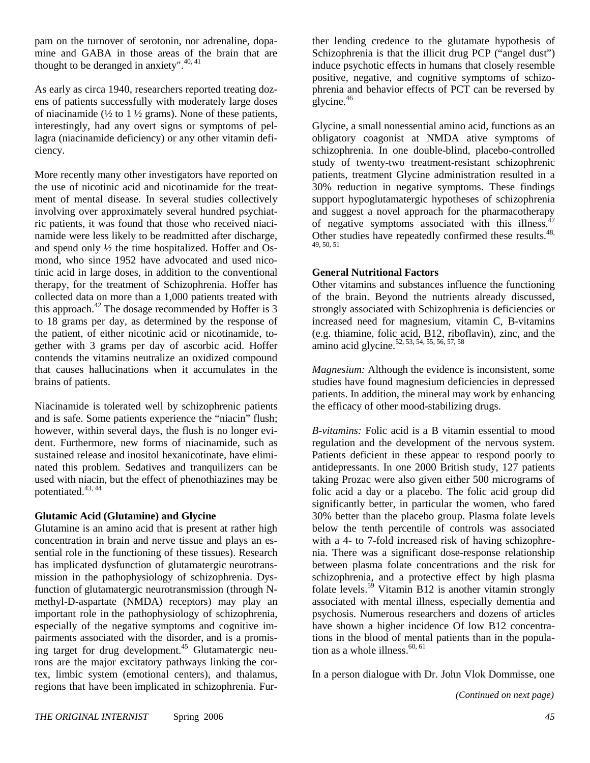pam on the turnover of serotonin, nor adrenaline, dopamine and GABA in those areas of the brain that are thought to be deranged in anxiety".[40, 41]

As early as circa 1940, researchers reported treating dozens of patients successfully with moderately large doses of niacinamide (½ to 1 ½ grams). None of these patients, interestingly, had any overt signs or symptoms of pellagra (niacinamide deficiency) or any other vitamin deficiency.

More recently many other investigators have reported on the use of nicotinic acid and nicotinamide for the treatment of mental disease. In several studies collectively involving over approximately several hundred psychiatric patients, it was found that those who received niacinamide were less likely to be readmitted after discharge, and spend only ½ the time hospitalized. Hoffer and Osmond, who since 1952 have advocated and used nicotinic acid in large doses, in addition to the conventional therapy, for the treatment of Schizophrenia. Hoffer has collected data on more than a 1,000 patients treated with this approach.[42] The dosage recommended by Hoffer is 3 to 18 grams per day, as determined by the response of the patient, of either nicotinic acid or nicotinamide, together with 3 grams per day of ascorbic acid. Hoffer contends the vitamins neutralize an oxidized compound that causes hallucinations when it accumulates in the brains of patients.

Niacinamide is tolerated well by schizophrenic patients and is safe. Some patients experience the "niacin" flush; however, within several days, the flush is no longer evident. Furthermore, new forms of niacinamide, such as sustained release and inositol hexanicotinate, have eliminated this problem. Sedatives and tranquilizers can be used with niacin, but the effect of phenothiazines may be potentiated.[43, 44]

**Glutamic Acid (Glutamine) and Glycine**

Glutamine is an amino acid that is present at rather high concentration in brain and nerve tissue and plays an essential role in the functioning of these tissues). Research has implicated dysfunction of glutamatergic neurotransmission in the pathophysiology of schizophrenia. Dysfunction of glutamatergic neurotransmission (through N-methyl-D-aspartate (NMDA) receptors) may play an important role in the pathophysiology of schizophrenia, especially of the negative symptoms and cognitive impairments associated with the disorder, and is a promising target for drug development.[45] Glutamatergic neurons are the major excitatory pathways linking the cortex, limbic system (emotional centers), and thalamus, regions that have been implicated in schizophrenia. Further lending credence to the glutamate hypothesis of Schizophrenia is that the illicit drug PCP ("angel dust") induce psychotic effects in humans that closely resemble positive, negative, and cognitive symptoms of schizophrenia and behavior effects of PCT can be reversed by glycine.[46]

Glycine, a small nonessential amino acid, functions as an obligatory coagonist at NMDA ative symptoms of schizophrenia. In one double-blind, placebo-controlled study of twenty-two treatment-resistant schizophrenic patients, treatment Glycine administration resulted in a 30% reduction in negative symptoms. These findings support hypoglutamatergic hypotheses of schizophrenia and suggest a novel approach for the pharmacotherapy of negative symptoms associated with this illness.[47] Other studies have repeatedly confirmed these results.[48, 49, 50, 51]

**General Nutritional Factors**

Other vitamins and substances influence the functioning of the brain. Beyond the nutrients already discussed, strongly associated with Schizophrenia is deficiencies or increased need for magnesium, vitamin C, B-vitamins (e.g. thiamine, folic acid, B12, riboflavin), zinc, and the amino acid glycine.[52, 53, 54, 55, 56, 57, 58]

*Magnesium:* Although the evidence is inconsistent, some studies have found magnesium deficiencies in depressed patients. In addition, the mineral may work by enhancing the efficacy of other mood-stabilizing drugs.

*B-vitamins:* Folic acid is a B vitamin essential to mood regulation and the development of the nervous system. Patients deficient in these appear to respond poorly to antidepressants. In one 2000 British study, 127 patients taking Prozac were also given either 500 micrograms of folic acid a day or a placebo. The folic acid group did significantly better, in particular the women, who fared 30% better than the placebo group. Plasma folate levels below the tenth percentile of controls was associated with a 4- to 7-fold increased risk of having schizophrenia. There was a significant dose-response relationship between plasma folate concentrations and the risk for schizophrenia, and a protective effect by high plasma folate levels.[59] Vitamin B12 is another vitamin strongly associated with mental illness, especially dementia and psychosis. Numerous researchers and dozens of articles have shown a higher incidence Of low B12 concentrations in the blood of mental patients than in the population as a whole illness.[60, 61]

In a person dialogue with Dr. John Vlok Dommisse, one

*(Continued on next page)*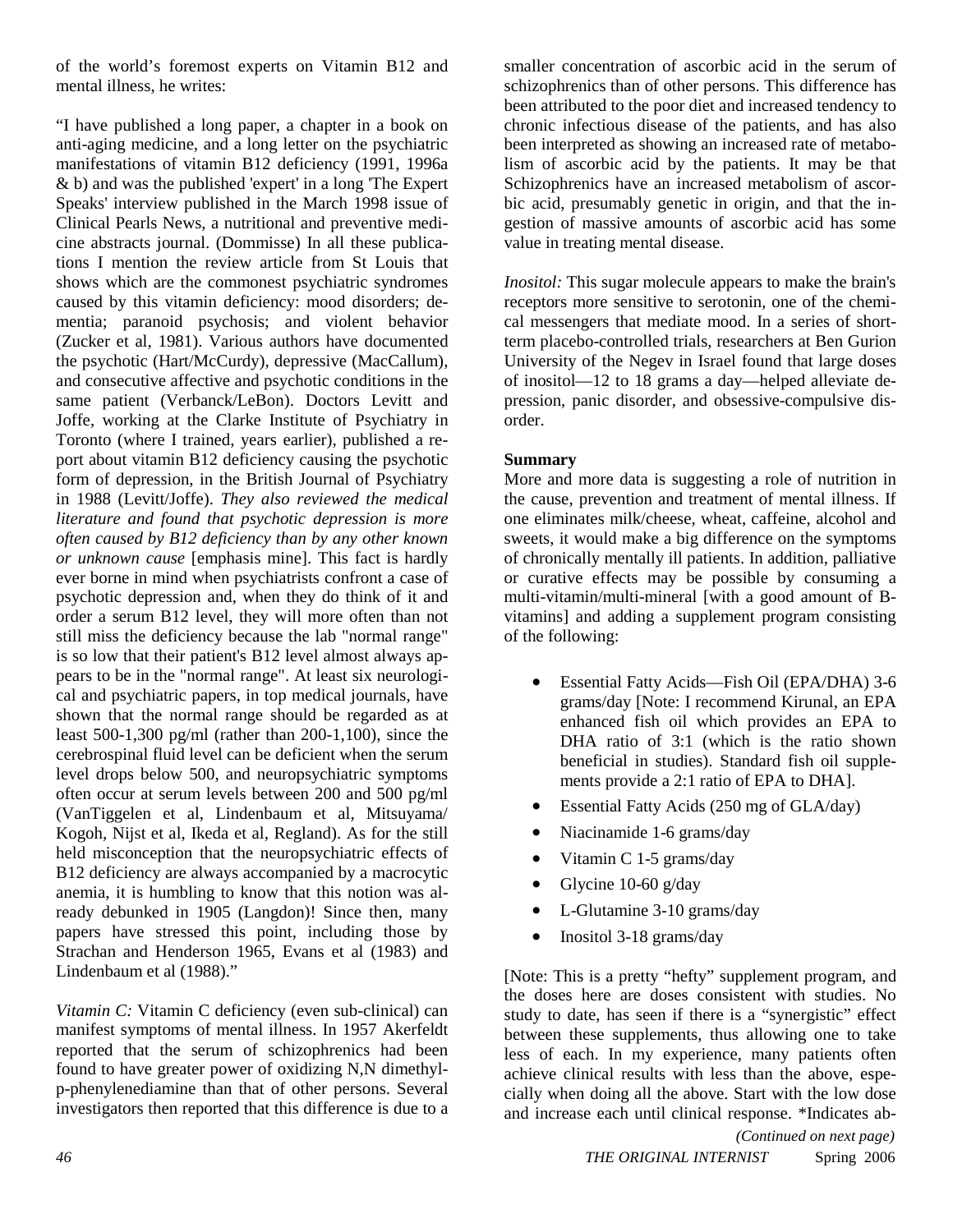of the world's foremost experts on Vitamin B12 and mental illness, he writes:

"I have published a long paper, a chapter in a book on anti-aging medicine, and a long letter on the psychiatric manifestations of vitamin B12 deficiency (1991, 1996a & b) and was the published 'expert' in a long 'The Expert Speaks' interview published in the March 1998 issue of Clinical Pearls News, a nutritional and preventive medicine abstracts journal. (Dommisse) In all these publications I mention the review article from St Louis that shows which are the commonest psychiatric syndromes caused by this vitamin deficiency: mood disorders; dementia; paranoid psychosis; and violent behavior (Zucker et al, 1981). Various authors have documented the psychotic (Hart/McCurdy), depressive (MacCallum), and consecutive affective and psychotic conditions in the same patient (Verbanck/LeBon). Doctors Levitt and Joffe, working at the Clarke Institute of Psychiatry in Toronto (where I trained, years earlier), published a report about vitamin B12 deficiency causing the psychotic form of depression, in the British Journal of Psychiatry in 1988 (Levitt/Joffe). *They also reviewed the medical literature and found that psychotic depression is more often caused by B12 deficiency than by any other known or unknown cause* [emphasis mine]. This fact is hardly ever borne in mind when psychiatrists confront a case of psychotic depression and, when they do think of it and order a serum B12 level, they will more often than not still miss the deficiency because the lab "normal range" is so low that their patient's B12 level almost always appears to be in the "normal range". At least six neurological and psychiatric papers, in top medical journals, have shown that the normal range should be regarded as at least 500-1,300 pg/ml (rather than 200-1,100), since the cerebrospinal fluid level can be deficient when the serum level drops below 500, and neuropsychiatric symptoms often occur at serum levels between 200 and 500 pg/ml (VanTiggelen et al, Lindenbaum et al, Mitsuyama/Kogoh, Nijst et al, Ikeda et al, Regland). As for the still held misconception that the neuropsychiatric effects of B12 deficiency are always accompanied by a macrocytic anemia, it is humbling to know that this notion was already debunked in 1905 (Langdon)! Since then, many papers have stressed this point, including those by Strachan and Henderson 1965, Evans et al (1983) and Lindenbaum et al (1988)."

*Vitamin C:* Vitamin C deficiency (even sub-clinical) can manifest symptoms of mental illness. In 1957 Akerfeldt reported that the serum of schizophrenics had been found to have greater power of oxidizing N,N dimethyl-p-phenylenediamine than that of other persons. Several investigators then reported that this difference is due to a smaller concentration of ascorbic acid in the serum of schizophrenics than of other persons. This difference has been attributed to the poor diet and increased tendency to chronic infectious disease of the patients, and has also been interpreted as showing an increased rate of metabolism of ascorbic acid by the patients. It may be that Schizophrenics have an increased metabolism of ascorbic acid, presumably genetic in origin, and that the ingestion of massive amounts of ascorbic acid has some value in treating mental disease.

*Inositol:* This sugar molecule appears to make the brain's receptors more sensitive to serotonin, one of the chemical messengers that mediate mood. In a series of short-term placebo-controlled trials, researchers at Ben Gurion University of the Negev in Israel found that large doses of inositol—12 to 18 grams a day—helped alleviate depression, panic disorder, and obsessive-compulsive disorder.

**Summary**

More and more data is suggesting a role of nutrition in the cause, prevention and treatment of mental illness. If one eliminates milk/cheese, wheat, caffeine, alcohol and sweets, it would make a big difference on the symptoms of chronically mentally ill patients. In addition, palliative or curative effects may be possible by consuming a multi-vitamin/multi-mineral [with a good amount of B-vitamins] and adding a supplement program consisting of the following:

- Essential Fatty Acids—Fish Oil (EPA/DHA) 3-6 grams/day [Note: I recommend Kirunal, an EPA enhanced fish oil which provides an EPA to DHA ratio of 3:1 (which is the ratio shown beneficial in studies). Standard fish oil supplements provide a 2:1 ratio of EPA to DHA].
- Essential Fatty Acids (250 mg of GLA/day)
- Niacinamide 1-6 grams/day
- Vitamin C 1-5 grams/day
- Glycine 10-60 g/day
- L-Glutamine 3-10 grams/day
- Inositol 3-18 grams/day

[Note: This is a pretty "hefty" supplement program, and the doses here are doses consistent with studies. No study to date, has seen if there is a "synergistic" effect between these supplements, thus allowing one to take less of each. In my experience, many patients often achieve clinical results with less than the above, especially when doing all the above. Start with the low dose and increase each until clinical response. *Indicates ab-

*(Continued on next page)*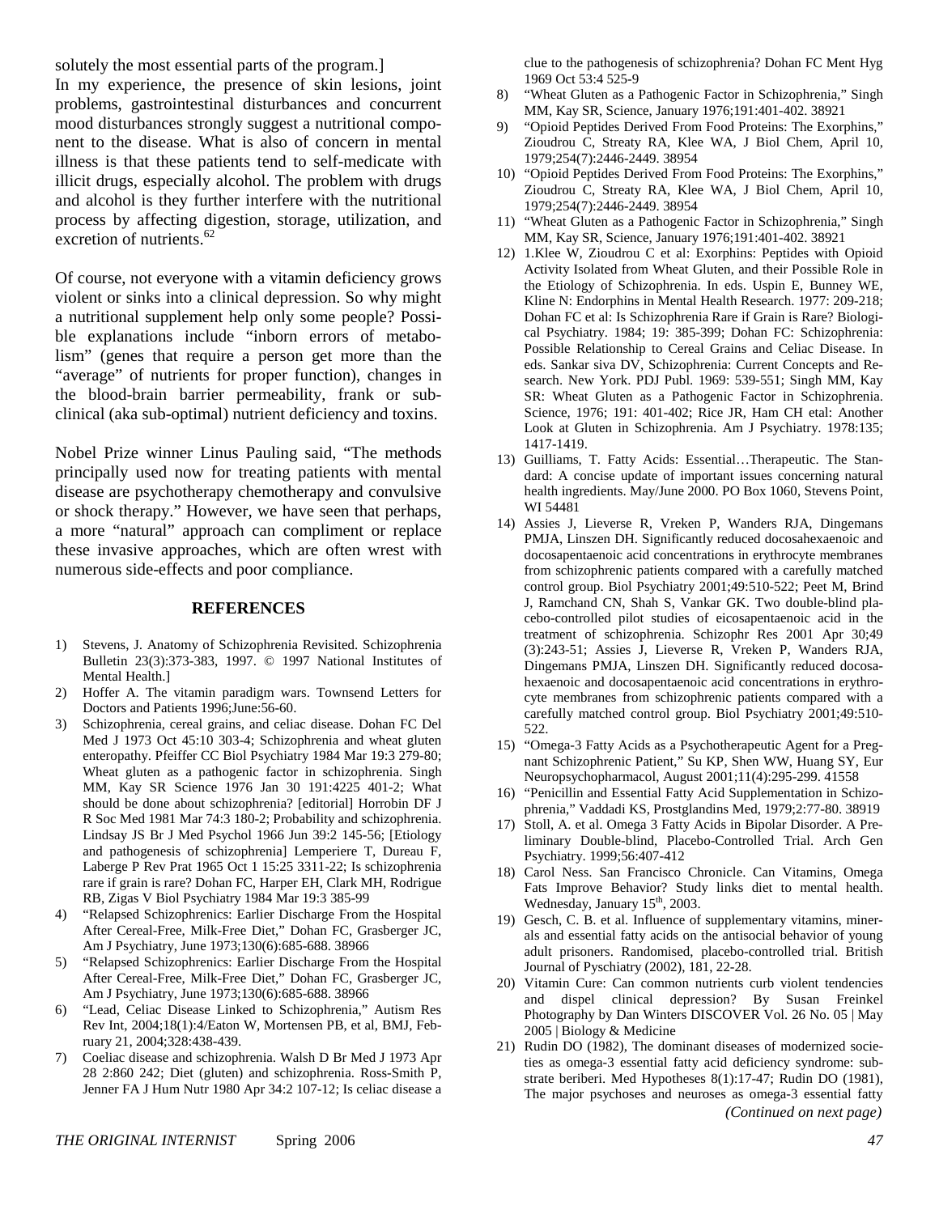solutely the most essential parts of the program.]

In my experience, the presence of skin lesions, joint problems, gastrointestinal disturbances and concurrent mood disturbances strongly suggest a nutritional component to the disease. What is also of concern in mental illness is that these patients tend to self-medicate with illicit drugs, especially alcohol. The problem with drugs and alcohol is they further interfere with the nutritional process by affecting digestion, storage, utilization, and excretion of nutrients.[62]

Of course, not everyone with a vitamin deficiency grows violent or sinks into a clinical depression. So why might a nutritional supplement help only some people? Possible explanations include "inborn errors of metabolism" (genes that require a person get more than the "average" of nutrients for proper function), changes in the blood-brain barrier permeability, frank or subclinical (aka sub-optimal) nutrient deficiency and toxins.

Nobel Prize winner Linus Pauling said, "The methods principally used now for treating patients with mental disease are psychotherapy chemotherapy and convulsive or shock therapy." However, we have seen that perhaps, a more "natural" approach can compliment or replace these invasive approaches, which are often wrest with numerous side-effects and poor compliance.

## REFERENCES

1) Stevens, J. Anatomy of Schizophrenia Revisited. Schizophrenia Bulletin 23(3):373-383, 1997. © 1997 National Institutes of Mental Health.]
2) Hoffer A. The vitamin paradigm wars. Townsend Letters for Doctors and Patients 1996;June:56-60.
3) Schizophrenia, cereal grains, and celiac disease. Dohan FC Del Med J 1973 Oct 45:10 303-4; Schizophrenia and wheat gluten enteropathy. Pfeiffer CC Biol Psychiatry 1984 Mar 19:3 279-80; Wheat gluten as a pathogenic factor in schizophrenia. Singh MM, Kay SR Science 1976 Jan 30 191:4225 401-2; What should be done about schizophrenia? [editorial] Horrobin DF J R Soc Med 1981 Mar 74:3 180-2; Probability and schizophrenia. Lindsay JS Br J Med Psychol 1966 Jun 39:2 145-56; [Etiology and pathogenesis of schizophrenia] Lemperiere T, Dureau F, Laberge P Rev Prat 1965 Oct 1 15:25 3311-22; Is schizophrenia rare if grain is rare? Dohan FC, Harper EH, Clark MH, Rodrigue RB, Zigas V Biol Psychiatry 1984 Mar 19:3 385-99
4) "Relapsed Schizophrenics: Earlier Discharge From the Hospital After Cereal-Free, Milk-Free Diet," Dohan FC, Grasberger JC, Am J Psychiatry, June 1973;130(6):685-688. 38966
5) "Relapsed Schizophrenics: Earlier Discharge From the Hospital After Cereal-Free, Milk-Free Diet," Dohan FC, Grasberger JC, Am J Psychiatry, June 1973;130(6):685-688. 38966
6) "Lead, Celiac Disease Linked to Schizophrenia," Autism Res Rev Int, 2004;18(1):4/Eaton W, Mortensen PB, et al, BMJ, February 21, 2004;328:438-439.
7) Coeliac disease and schizophrenia. Walsh D Br Med J 1973 Apr 28 2:860 242; Diet (gluten) and schizophrenia. Ross-Smith P, Jenner FA J Hum Nutr 1980 Apr 34:2 107-12; Is celiac disease a clue to the pathogenesis of schizophrenia? Dohan FC Ment Hyg 1969 Oct 53:4 525-9
8) "Wheat Gluten as a Pathogenic Factor in Schizophrenia," Singh MM, Kay SR, Science, January 1976;191:401-402. 38921
9) "Opioid Peptides Derived From Food Proteins: The Exorphins," Zioudrou C, Streaty RA, Klee WA, J Biol Chem, April 10, 1979;254(7):2446-2449. 38954
10) "Opioid Peptides Derived From Food Proteins: The Exorphins," Zioudrou C, Streaty RA, Klee WA, J Biol Chem, April 10, 1979;254(7):2446-2449. 38954
11) "Wheat Gluten as a Pathogenic Factor in Schizophrenia," Singh MM, Kay SR, Science, January 1976;191:401-402. 38921
12) 1.Klee W, Zioudrou C et al: Exorphins: Peptides with Opioid Activity Isolated from Wheat Gluten, and their Possible Role in the Etiology of Schizophrenia. In eds. Uspin E, Bunney WE, Kline N: Endorphins in Mental Health Research. 1977: 209-218; Dohan FC et al: Is Schizophrenia Rare if Grain is Rare? Biological Psychiatry. 1984; 19: 385-399; Dohan FC: Schizophrenia: Possible Relationship to Cereal Grains and Celiac Disease. In eds. Sankar siva DV, Schizophrenia: Current Concepts and Research. New York. PDJ Publ. 1969: 539-551; Singh MM, Kay SR: Wheat Gluten as a Pathogenic Factor in Schizophrenia. Science, 1976; 191: 401-402; Rice JR, Ham CH etal: Another Look at Gluten in Schizophrenia. Am J Psychiatry. 1978:135; 1417-1419.
13) Guilliams, T. Fatty Acids: Essential…Therapeutic. The Standard: A concise update of important issues concerning natural health ingredients. May/June 2000. PO Box 1060, Stevens Point, WI 54481
14) Assies J, Lieverse R, Vreken P, Wanders RJA, Dingemans PMJA, Linszen DH. Significantly reduced docosahexaenoic and docosapentaenoic acid concentrations in erythrocyte membranes from schizophrenic patients compared with a carefully matched control group. Biol Psychiatry 2001;49:510-522; Peet M, Brind J, Ramchand CN, Shah S, Vankar GK. Two double-blind placebo-controlled pilot studies of eicosapentaenoic acid in the treatment of schizophrenia. Schizophr Res 2001 Apr 30;49 (3):243-51; Assies J, Lieverse R, Vreken P, Wanders RJA, Dingemans PMJA, Linszen DH. Significantly reduced docosahexaenoic and docosapentaenoic acid concentrations in erythrocyte membranes from schizophrenic patients compared with a carefully matched control group. Biol Psychiatry 2001;49:510-522.
15) "Omega-3 Fatty Acids as a Psychotherapeutic Agent for a Pregnant Schizophrenic Patient," Su KP, Shen WW, Huang SY, Eur Neuropsychopharmacol, August 2001;11(4):295-299. 41558
16) "Penicillin and Essential Fatty Acid Supplementation in Schizophrenia," Vaddadi KS, Prostglandins Med, 1979;2:77-80. 38919
17) Stoll, A. et al. Omega 3 Fatty Acids in Bipolar Disorder. A Preliminary Double-blind, Placebo-Controlled Trial. Arch Gen Psychiatry. 1999;56:407-412
18) Carol Ness. San Francisco Chronicle. Can Vitamins, Omega Fats Improve Behavior? Study links diet to mental health. Wednesday, January 15th, 2003.
19) Gesch, C. B. et al. Influence of supplementary vitamins, minerals and essential fatty acids on the antisocial behavior of young adult prisoners. Randomised, placebo-controlled trial. British Journal of Pyschiatry (2002), 181, 22-28.
20) Vitamin Cure: Can common nutrients curb violent tendencies and dispel clinical depression? By Susan Freinkel Photography by Dan Winters DISCOVER Vol. 26 No. 05 | May 2005 | Biology & Medicine
21) Rudin DO (1982), The dominant diseases of modernized societies as omega-3 essential fatty acid deficiency syndrome: substrate beriberi. Med Hypotheses 8(1):17-47; Rudin DO (1981), The major psychoses and neuroses as omega-3 essential fatty

*(Continued on next page)*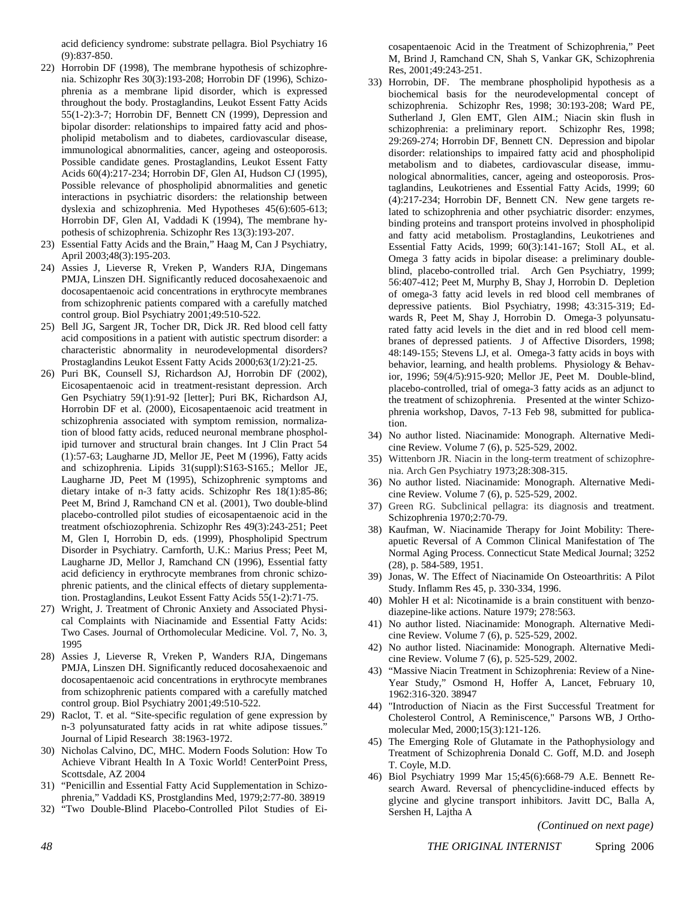acid deficiency syndrome: substrate pellagra. Biol Psychiatry 16 (9):837-850.

22) Horrobin DF (1998), The membrane hypothesis of schizophrenia. Schizophr Res 30(3):193-208; Horrobin DF (1996), Schizophrenia as a membrane lipid disorder, which is expressed throughout the body. Prostaglandins, Leukot Essent Fatty Acids 55(1-2):3-7; Horrobin DF, Bennett CN (1999), Depression and bipolar disorder: relationships to impaired fatty acid and phospholipid metabolism and to diabetes, cardiovascular disease, immunological abnormalities, cancer, ageing and osteoporosis. Possible candidate genes. Prostaglandins, Leukot Essent Fatty Acids 60(4):217-234; Horrobin DF, Glen AI, Hudson CJ (1995), Possible relevance of phospholipid abnormalities and genetic interactions in psychiatric disorders: the relationship between dyslexia and schizophrenia. Med Hypotheses 45(6):605-613; Horrobin DF, Glen AI, Vaddadi K (1994), The membrane hypothesis of schizophrenia. Schizophr Res 13(3):193-207.
23) Essential Fatty Acids and the Brain," Haag M, Can J Psychiatry, April 2003;48(3):195-203.
24) Assies J, Lieverse R, Vreken P, Wanders RJA, Dingemans PMJA, Linszen DH. Significantly reduced docosahexaenoic and docosapentaenoic acid concentrations in erythrocyte membranes from schizophrenic patients compared with a carefully matched control group. Biol Psychiatry 2001;49:510-522.
25) Bell JG, Sargent JR, Tocher DR, Dick JR. Red blood cell fatty acid compositions in a patient with autistic spectrum disorder: a characteristic abnormality in neurodevelopmental disorders? Prostaglandins Leukot Essent Fatty Acids 2000;63(1/2):21-25.
26) Puri BK, Counsell SJ, Richardson AJ, Horrobin DF (2002), Eicosapentaenoic acid in treatment-resistant depression. Arch Gen Psychiatry 59(1):91-92 [letter]; Puri BK, Richardson AJ, Horrobin DF et al. (2000), Eicosapentaenoic acid treatment in schizophrenia associated with symptom remission, normalization of blood fatty acids, reduced neuronal membrane phospholipid turnover and structural brain changes. Int J Clin Pract 54 (1):57-63; Laugharne JD, Mellor JE, Peet M (1996), Fatty acids and schizophrenia. Lipids 31(suppl):S163-S165.; Mellor JE, Laugharne JD, Peet M (1995), Schizophrenic symptoms and dietary intake of n-3 fatty acids. Schizophr Res 18(1):85-86; Peet M, Brind J, Ramchand CN et al. (2001), Two double-blind placebo-controlled pilot studies of eicosapentaenoic acid in the treatment ofschizophrenia. Schizophr Res 49(3):243-251; Peet M, Glen I, Horrobin D, eds. (1999), Phospholipid Spectrum Disorder in Psychiatry. Carnforth, U.K.: Marius Press; Peet M, Laugharne JD, Mellor J, Ramchand CN (1996), Essential fatty acid deficiency in erythrocyte membranes from chronic schizophrenic patients, and the clinical effects of dietary supplementation. Prostaglandins, Leukot Essent Fatty Acids 55(1-2):71-75.
27) Wright, J. Treatment of Chronic Anxiety and Associated Physical Complaints with Niacinamide and Essential Fatty Acids: Two Cases. Journal of Orthomolecular Medicine. Vol. 7, No. 3, 1995
28) Assies J, Lieverse R, Vreken P, Wanders RJA, Dingemans PMJA, Linszen DH. Significantly reduced docosahexaenoic and docosapentaenoic acid concentrations in erythrocyte membranes from schizophrenic patients compared with a carefully matched control group. Biol Psychiatry 2001;49:510-522.
29) Raclot, T. et al. "Site-specific regulation of gene expression by n-3 polyunsaturated fatty acids in rat white adipose tissues." Journal of Lipid Research 38:1963-1972.
30) Nicholas Calvino, DC, MHC. Modern Foods Solution: How To Achieve Vibrant Health In A Toxic World! CenterPoint Press, Scottsdale, AZ 2004
31) "Penicillin and Essential Fatty Acid Supplementation in Schizophrenia," Vaddadi KS, Prostglandins Med, 1979;2:77-80. 38919
32) "Two Double-Blind Placebo-Controlled Pilot Studies of Eicosapentaenoic Acid in the Treatment of Schizophrenia," Peet M, Brind J, Ramchand CN, Shah S, Vankar GK, Schizophrenia Res, 2001;49:243-251.
33) Horrobin, DF. The membrane phospholipid hypothesis as a biochemical basis for the neurodevelopmental concept of schizophrenia. Schizophr Res, 1998; 30:193-208; Ward PE, Sutherland J, Glen EMT, Glen AIM.; Niacin skin flush in schizophrenia: a preliminary report. Schizophr Res, 1998; 29:269-274; Horrobin DF, Bennett CN. Depression and bipolar disorder: relationships to impaired fatty acid and phospholipid metabolism and to diabetes, cardiovascular disease, immunological abnormalities, cancer, ageing and osteoporosis. Prostaglandins, Leukotrienes and Essential Fatty Acids, 1999; 60 (4):217-234; Horrobin DF, Bennett CN. New gene targets related to schizophrenia and other psychiatric disorder: enzymes, binding proteins and transport proteins involved in phospholipid and fatty acid metabolism. Prostaglandins, Leukotrienes and Essential Fatty Acids, 1999; 60(3):141-167; Stoll AL, et al. Omega 3 fatty acids in bipolar disease: a preliminary double-blind, placebo-controlled trial. Arch Gen Psychiatry, 1999; 56:407-412; Peet M, Murphy B, Shay J, Horrobin D. Depletion of omega-3 fatty acid levels in red blood cell membranes of depressive patients. Biol Psychiatry, 1998; 43:315-319; Edwards R, Peet M, Shay J, Horrobin D. Omega-3 polyunsaturated fatty acid levels in the diet and in red blood cell membranes of depressed patients. J of Affective Disorders, 1998; 48:149-155; Stevens LJ, et al. Omega-3 fatty acids in boys with behavior, learning, and health problems. Physiology & Behavior, 1996; 59(4/5):915-920; Mellor JE, Peet M. Double-blind, placebo-controlled, trial of omega-3 fatty acids as an adjunct to the treatment of schizophrenia. Presented at the winter Schizophrenia workshop, Davos, 7-13 Feb 98, submitted for publication.
34) No author listed. Niacinamide: Monograph. Alternative Medicine Review. Volume 7 (6), p. 525-529, 2002.
35) Wittenborn JR. Niacin in the long-term treatment of schizophrenia. Arch Gen Psychiatry 1973;28:308-315.
36) No author listed. Niacinamide: Monograph. Alternative Medicine Review. Volume 7 (6), p. 525-529, 2002.
37) Green RG. Subclinical pellagra: its diagnosis and treatment. Schizophrenia 1970;2:70-79.
38) Kaufman, W. Niacinamide Therapy for Joint Mobility: Thereapuetic Reversal of A Common Clinical Manifestation of The Normal Aging Process. Connecticut State Medical Journal; 3252 (28), p. 584-589, 1951.
39) Jonas, W. The Effect of Niacinamide On Osteoarthritis: A Pilot Study. Inflamm Res 45, p. 330-334, 1996.
40) Mohler H et al: Nicotinamide is a brain constituent with benzodiazepine-like actions. Nature 1979; 278:563.
41) No author listed. Niacinamide: Monograph. Alternative Medicine Review. Volume 7 (6), p. 525-529, 2002.
42) No author listed. Niacinamide: Monograph. Alternative Medicine Review. Volume 7 (6), p. 525-529, 2002.
43) "Massive Niacin Treatment in Schizophrenia: Review of a Nine-Year Study," Osmond H, Hoffer A, Lancet, February 10, 1962:316-320. 38947
44) "Introduction of Niacin as the First Successful Treatment for Cholesterol Control, A Reminiscence," Parsons WB, J Orthomolecular Med, 2000;15(3):121-126.
45) The Emerging Role of Glutamate in the Pathophysiology and Treatment of Schizophrenia Donald C. Goff, M.D. and Joseph T. Coyle, M.D.
46) Biol Psychiatry 1999 Mar 15;45(6):668-79 A.E. Bennett Research Award. Reversal of phencyclidine-induced effects by glycine and glycine transport inhibitors. Javitt DC, Balla A, Sershen H, Lajtha A

*(Continued on next page)*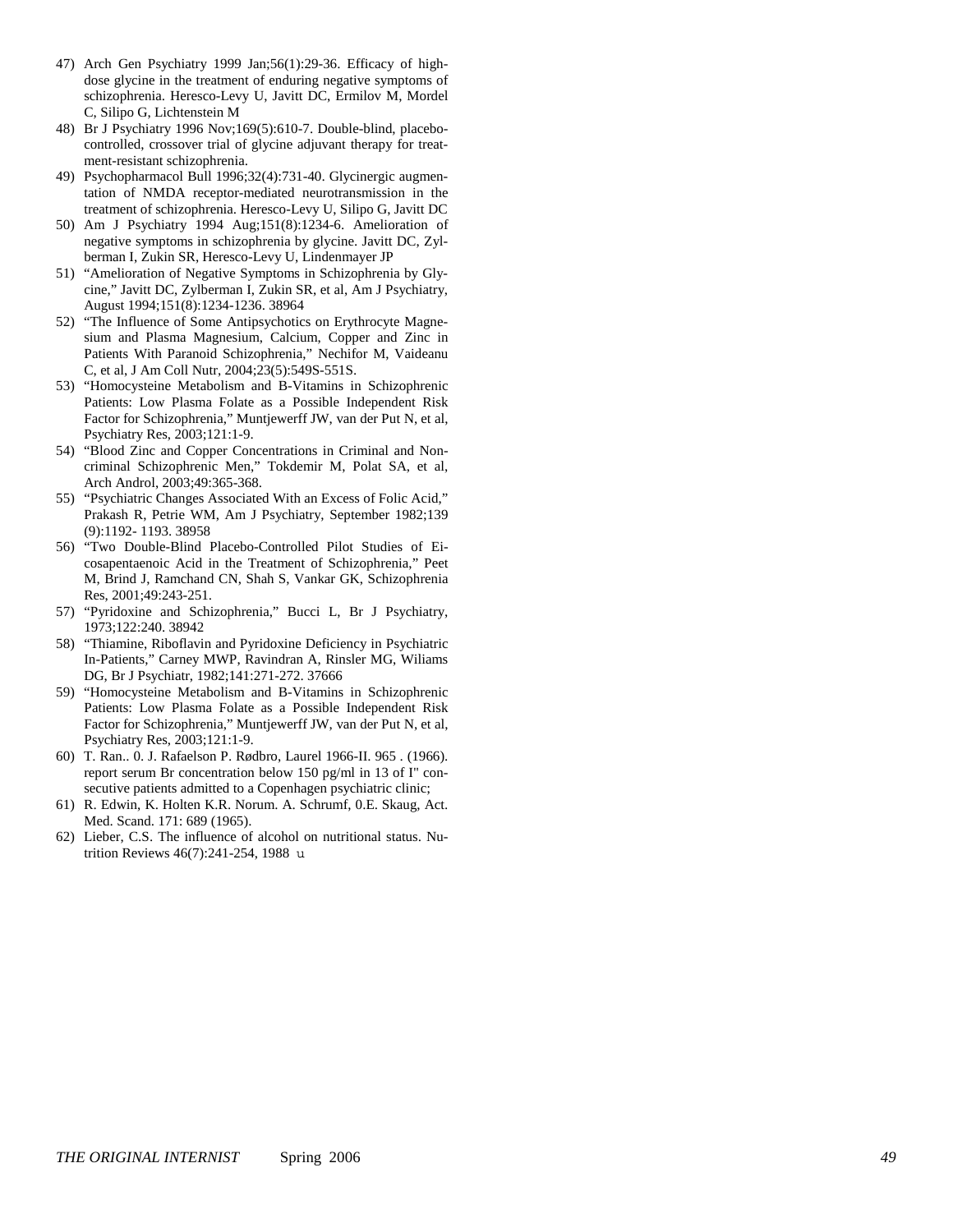47) Arch Gen Psychiatry 1999 Jan;56(1):29-36. Efficacy of high-dose glycine in the treatment of enduring negative symptoms of schizophrenia. Heresco-Levy U, Javitt DC, Ermilov M, Mordel C, Silipo G, Lichtenstein M
48) Br J Psychiatry 1996 Nov;169(5):610-7. Double-blind, placebo-controlled, crossover trial of glycine adjuvant therapy for treatment-resistant schizophrenia.
49) Psychopharmacol Bull 1996;32(4):731-40. Glycinergic augmentation of NMDA receptor-mediated neurotransmission in the treatment of schizophrenia. Heresco-Levy U, Silipo G, Javitt DC
50) Am J Psychiatry 1994 Aug;151(8):1234-6. Amelioration of negative symptoms in schizophrenia by glycine. Javitt DC, Zylberman I, Zukin SR, Heresco-Levy U, Lindenmayer JP
51) "Amelioration of Negative Symptoms in Schizophrenia by Glycine," Javitt DC, Zylberman I, Zukin SR, et al, Am J Psychiatry, August 1994;151(8):1234-1236. 38964
52) "The Influence of Some Antipsychotics on Erythrocyte Magnesium and Plasma Magnesium, Calcium, Copper and Zinc in Patients With Paranoid Schizophrenia," Nechifor M, Vaideanu C, et al, J Am Coll Nutr, 2004;23(5):549S-551S.
53) "Homocysteine Metabolism and B-Vitamins in Schizophrenic Patients: Low Plasma Folate as a Possible Independent Risk Factor for Schizophrenia," Muntjewerff JW, van der Put N, et al, Psychiatry Res, 2003;121:1-9.
54) "Blood Zinc and Copper Concentrations in Criminal and Noncriminal Schizophrenic Men," Tokdemir M, Polat SA, et al, Arch Androl, 2003;49:365-368.
55) "Psychiatric Changes Associated With an Excess of Folic Acid," Prakash R, Petrie WM, Am J Psychiatry, September 1982;139 (9):1192- 1193. 38958
56) "Two Double-Blind Placebo-Controlled Pilot Studies of Eicosapentaenoic Acid in the Treatment of Schizophrenia," Peet M, Brind J, Ramchand CN, Shah S, Vankar GK, Schizophrenia Res, 2001;49:243-251.
57) "Pyridoxine and Schizophrenia," Bucci L, Br J Psychiatry, 1973;122:240. 38942
58) "Thiamine, Riboflavin and Pyridoxine Deficiency in Psychiatric In-Patients," Carney MWP, Ravindran A, Rinsler MG, Wiliams DG, Br J Psychiatr, 1982;141:271-272. 37666
59) "Homocysteine Metabolism and B-Vitamins in Schizophrenic Patients: Low Plasma Folate as a Possible Independent Risk Factor for Schizophrenia," Muntjewerff JW, van der Put N, et al, Psychiatry Res, 2003;121:1-9.
60) T. Ran.. 0. J. Rafaelson P. Rødbro, Laurel 1966-II. 965 . (1966). report serum Br concentration below 150 pg/ml in 13 of I" consecutive patients admitted to a Copenhagen psychiatric clinic;
61) R. Edwin, K. Holten K.R. Norum. A. Schrumf, 0.E. Skaug, Act. Med. Scand. 171: 689 (1965).
62) Lieber, C.S. The influence of alcohol on nutritional status. Nutrition Reviews 46(7):241-254, 1988 u